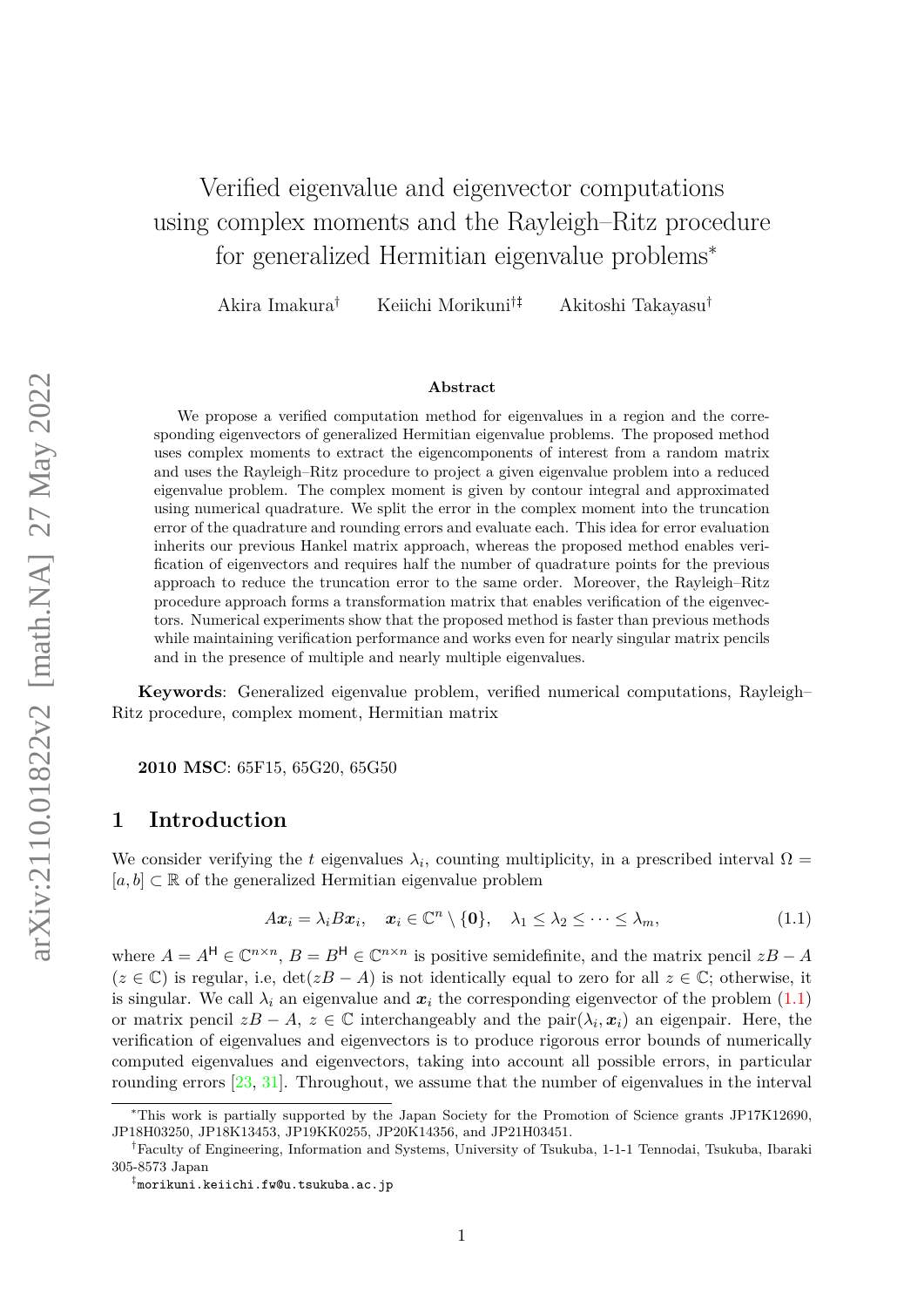# Verified eigenvalue and eigenvector computations using complex moments and the Rayleigh–Ritz procedure for generalized Hermitian eigenvalue problems*

Akira Imakura† Keiichi Morikuni†‡ Akitoshi Takayasu†

### Abstract

We propose a verified computation method for eigenvalues in a region and the corresponding eigenvectors of generalized Hermitian eigenvalue problems. The proposed method uses complex moments to extract the eigencomponents of interest from a random matrix and uses the Rayleigh–Ritz procedure to project a given eigenvalue problem into a reduced eigenvalue problem. The complex moment is given by contour integral and approximated using numerical quadrature. We split the error in the complex moment into the truncation error of the quadrature and rounding errors and evaluate each. This idea for error evaluation inherits our previous Hankel matrix approach, whereas the proposed method enables verification of eigenvectors and requires half the number of quadrature points for the previous approach to reduce the truncation error to the same order. Moreover, the Rayleigh–Ritz procedure approach forms a transformation matrix that enables verification of the eigenvectors. Numerical experiments show that the proposed method is faster than previous methods while maintaining verification performance and works even for nearly singular matrix pencils and in the presence of multiple and nearly multiple eigenvalues.

**Keywords**: Generalized eigenvalue problem, verified numerical computations, Rayleigh–Ritz procedure, complex moment, Hermitian matrix

**2010 MSC**: 65F15, 65G20, 65G50

## 1 Introduction

We consider verifying the $t$ eigenvalues $\lambda_i$, counting multiplicity, in a prescribed interval $\Omega = [a, b] \subset \mathbb{R}$ of the generalized Hermitian eigenvalue problem

$$A\boldsymbol{x}_i = \lambda_i B \boldsymbol{x}_i, \quad \boldsymbol{x}_i \in \mathbb{C}^n \setminus \{\boldsymbol{0}\}, \quad \lambda_1 \leq \lambda_2 \leq \cdots \leq \lambda_m, \tag{1.1}$$

where $A = A^{\mathsf{H}} \in \mathbb{C}^{n \times n}$, $B = B^{\mathsf{H}} \in \mathbb{C}^{n \times n}$ is positive semidefinite, and the matrix pencil $zB - A$ ($z \in \mathbb{C}$) is regular, i.e, $\det(zB - A)$ is not identically equal to zero for all $z \in \mathbb{C}$; otherwise, it is singular. We call $\lambda_i$ an eigenvalue and $\boldsymbol{x}_i$ the corresponding eigenvector of the problem (1.1) or matrix pencil $zB - A$, $z \in \mathbb{C}$ interchangeably and the pair$(\lambda_i, \boldsymbol{x}_i)$ an eigenpair. Here, the verification of eigenvalues and eigenvectors is to produce rigorous error bounds of numerically computed eigenvalues and eigenvectors, taking into account all possible errors, in particular rounding errors [23, 31]. Throughout, we assume that the number of eigenvalues in the interval

---

*This work is partially supported by the Japan Society for the Promotion of Science grants JP17K12690, JP18H03250, JP18K13453, JP19KK0255, JP20K14356, and JP21H03451.

†Faculty of Engineering, Information and Systems, University of Tsukuba, 1-1-1 Tennodai, Tsukuba, Ibaraki 305-8573 Japan

‡morikuni.keiichi.fw@u.tsukuba.ac.jp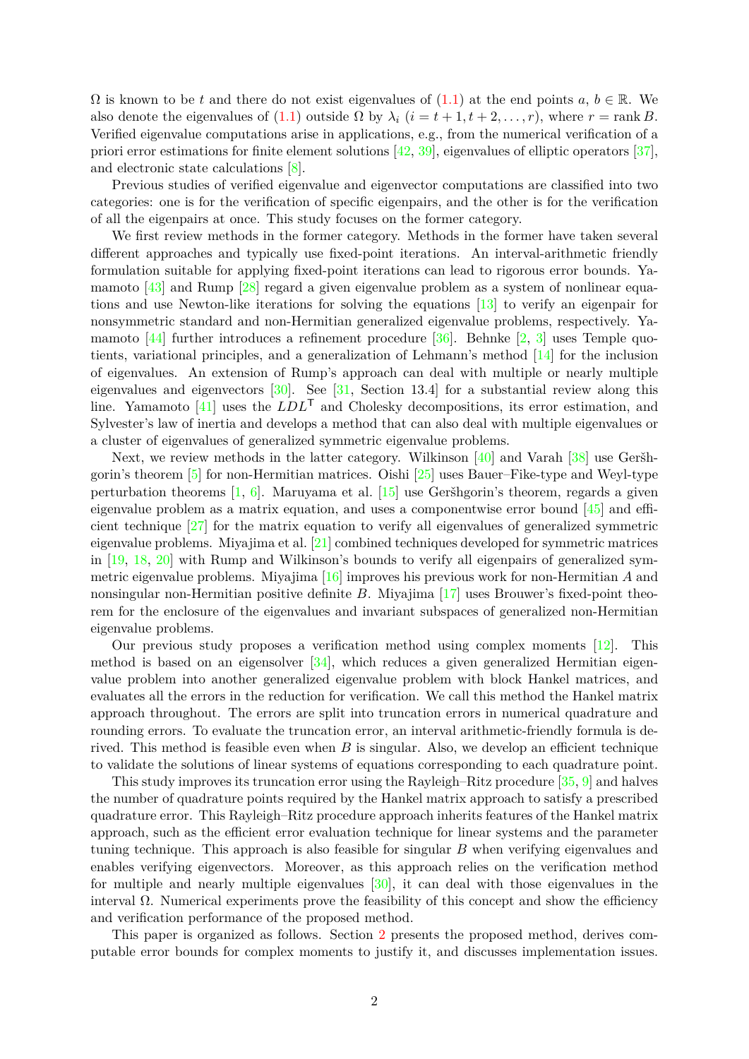$\Omega$ is known to be $t$ and there do not exist eigenvalues of (1.1) at the end points $a$, $b \in \mathbb{R}$. We also denote the eigenvalues of (1.1) outside $\Omega$ by $\lambda_i$ ($i = t+1, t+2, \dots, r$), where $r = \operatorname{rank} B$. Verified eigenvalue computations arise in applications, e.g., from the numerical verification of a priori error estimations for finite element solutions [42, 39], eigenvalues of elliptic operators [37], and electronic state calculations [8].

Previous studies of verified eigenvalue and eigenvector computations are classified into two categories: one is for the verification of specific eigenpairs, and the other is for the verification of all the eigenpairs at once. This study focuses on the former category.

We first review methods in the former category. Methods in the former have taken several different approaches and typically use fixed-point iterations. An interval-arithmetic friendly formulation suitable for applying fixed-point iterations can lead to rigorous error bounds. Yamamoto [43] and Rump [28] regard a given eigenvalue problem as a system of nonlinear equations and use Newton-like iterations for solving the equations [13] to verify an eigenpair for nonsymmetric standard and non-Hermitian generalized eigenvalue problems, respectively. Yamamoto [44] further introduces a refinement procedure [36]. Behnke [2, 3] uses Temple quotients, variational principles, and a generalization of Lehmann's method [14] for the inclusion of eigenvalues. An extension of Rump's approach can deal with multiple or nearly multiple eigenvalues and eigenvectors [30]. See [31, Section 13.4] for a substantial review along this line. Yamamoto [41] uses the $LDL^{\mathsf{T}}$ and Cholesky decompositions, its error estimation, and Sylvester's law of inertia and develops a method that can also deal with multiple eigenvalues or a cluster of eigenvalues of generalized symmetric eigenvalue problems.

Next, we review methods in the latter category. Wilkinson [40] and Varah [38] use Geršhgorin's theorem [5] for non-Hermitian matrices. Oishi [25] uses Bauer–Fike-type and Weyl-type perturbation theorems [1, 6]. Maruyama et al. [15] use Geršhgorin's theorem, regards a given eigenvalue problem as a matrix equation, and uses a componentwise error bound [45] and efficient technique [27] for the matrix equation to verify all eigenvalues of generalized symmetric eigenvalue problems. Miyajima et al. [21] combined techniques developed for symmetric matrices in [19, 18, 20] with Rump and Wilkinson's bounds to verify all eigenpairs of generalized symmetric eigenvalue problems. Miyajima [16] improves his previous work for non-Hermitian $A$ and nonsingular non-Hermitian positive definite $B$. Miyajima [17] uses Brouwer's fixed-point theorem for the enclosure of the eigenvalues and invariant subspaces of generalized non-Hermitian eigenvalue problems.

Our previous study proposes a verification method using complex moments [12]. This method is based on an eigensolver [34], which reduces a given generalized Hermitian eigenvalue problem into another generalized eigenvalue problem with block Hankel matrices, and evaluates all the errors in the reduction for verification. We call this method the Hankel matrix approach throughout. The errors are split into truncation errors in numerical quadrature and rounding errors. To evaluate the truncation error, an interval arithmetic-friendly formula is derived. This method is feasible even when $B$ is singular. Also, we develop an efficient technique to validate the solutions of linear systems of equations corresponding to each quadrature point.

This study improves its truncation error using the Rayleigh–Ritz procedure [35, 9] and halves the number of quadrature points required by the Hankel matrix approach to satisfy a prescribed quadrature error. This Rayleigh–Ritz procedure approach inherits features of the Hankel matrix approach, such as the efficient error evaluation technique for linear systems and the parameter tuning technique. This approach is also feasible for singular $B$ when verifying eigenvalues and enables verifying eigenvectors. Moreover, as this approach relies on the verification method for multiple and nearly multiple eigenvalues [30], it can deal with those eigenvalues in the interval $\Omega$. Numerical experiments prove the feasibility of this concept and show the efficiency and verification performance of the proposed method.

This paper is organized as follows. Section 2 presents the proposed method, derives computable error bounds for complex moments to justify it, and discusses implementation issues.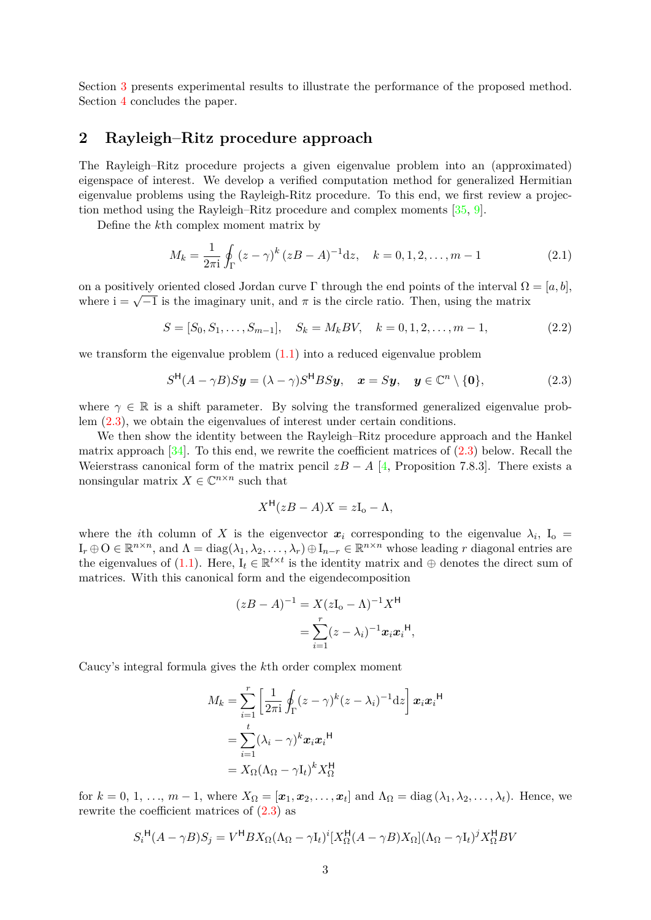Section 3 presents experimental results to illustrate the performance of the proposed method. Section 4 concludes the paper.

## 2 Rayleigh–Ritz procedure approach

The Rayleigh–Ritz procedure projects a given eigenvalue problem into an (approximated) eigenspace of interest. We develop a verified computation method for generalized Hermitian eigenvalue problems using the Rayleigh-Ritz procedure. To this end, we first review a projection method using the Rayleigh–Ritz procedure and complex moments [35, 9].

Define the $k$th complex moment matrix by

$$M_k = \frac{1}{2\pi \mathrm{i}} \oint_\Gamma (z-\gamma)^k (zB - A)^{-1} \mathrm{d}z, \quad k = 0, 1, 2, \dots, m-1 \tag{2.1}$$

on a positively oriented closed Jordan curve $\Gamma$ through the end points of the interval $\Omega = [a, b]$, where $\mathrm{i} = \sqrt{-1}$ is the imaginary unit, and $\pi$ is the circle ratio. Then, using the matrix

$$S = [S_0, S_1, \dots, S_{m-1}], \quad S_k = M_k B V, \quad k = 0, 1, 2, \dots, m-1, \tag{2.2}$$

we transform the eigenvalue problem (1.1) into a reduced eigenvalue problem

$$S^\mathsf{H} (A - \gamma B) S \boldsymbol{y} = (\lambda - \gamma) S^\mathsf{H} B S \boldsymbol{y}, \quad \boldsymbol{x} = S \boldsymbol{y}, \quad \boldsymbol{y} \in \mathbb{C}^n \setminus \{\boldsymbol{0}\}, \tag{2.3}$$

where $\gamma \in \mathbb{R}$ is a shift parameter. By solving the transformed generalized eigenvalue problem (2.3), we obtain the eigenvalues of interest under certain conditions.

We then show the identity between the Rayleigh–Ritz procedure approach and the Hankel matrix approach [34]. To this end, we rewrite the coefficient matrices of (2.3) below. Recall the Weierstrass canonical form of the matrix pencil $zB - A$ [4, Proposition 7.8.3]. There exists a nonsingular matrix $X \in \mathbb{C}^{n \times n}$ such that

$$X^\mathsf{H} (zB - A) X = z \mathrm{I_o} - \Lambda,$$

where the $i$th column of $X$ is the eigenvector $\boldsymbol{x}_i$ corresponding to the eigenvalue $\lambda_i$, $\mathrm{I_o} = \mathrm{I}_r \oplus \mathrm{O} \in \mathbb{R}^{n \times n}$, and $\Lambda = \mathrm{diag}(\lambda_1, \lambda_2, \dots, \lambda_r) \oplus \mathrm{I}_{n-r} \in \mathbb{R}^{n \times n}$ whose leading $r$ diagonal entries are the eigenvalues of (1.1). Here, $\mathrm{I}_t \in \mathbb{R}^{t \times t}$ is the identity matrix and $\oplus$ denotes the direct sum of matrices. With this canonical form and the eigendecomposition

$$\begin{aligned}
(zB - A)^{-1} &= X (z \mathrm{I_o} - \Lambda)^{-1} X^\mathsf{H} \\
&= \sum_{i=1}^{r} (z - \lambda_i)^{-1} \boldsymbol{x}_i {\boldsymbol{x}_i}^\mathsf{H},
\end{aligned}$$

Caucy's integral formula gives the $k$th order complex moment

$$\begin{aligned}
M_k &= \sum_{i=1}^{r} \left[ \frac{1}{2\pi \mathrm{i}} \oint_\Gamma (z-\gamma)^k (z - \lambda_i)^{-1} \mathrm{d}z \right] \boldsymbol{x}_i {\boldsymbol{x}_i}^\mathsf{H} \\
&= \sum_{i=1}^{t} (\lambda_i - \gamma)^k \boldsymbol{x}_i {\boldsymbol{x}_i}^\mathsf{H} \\
&= X_\Omega (\Lambda_\Omega - \gamma \mathrm{I}_t)^k X_\Omega^\mathsf{H}
\end{aligned}$$

for $k = 0, 1, \dots, m-1$, where $X_\Omega = [\boldsymbol{x}_1, \boldsymbol{x}_2, \dots, \boldsymbol{x}_t]$ and $\Lambda_\Omega = \mathrm{diag}(\lambda_1, \lambda_2, \dots, \lambda_t)$. Hence, we rewrite the coefficient matrices of (2.3) as

$$S_i{}^\mathsf{H} (A - \gamma B) S_j = V^\mathsf{H} B X_\Omega (\Lambda_\Omega - \gamma \mathrm{I}_t)^i [X_\Omega^\mathsf{H} (A - \gamma B) X_\Omega] (\Lambda_\Omega - \gamma \mathrm{I}_t)^j X_\Omega^\mathsf{H} B V$$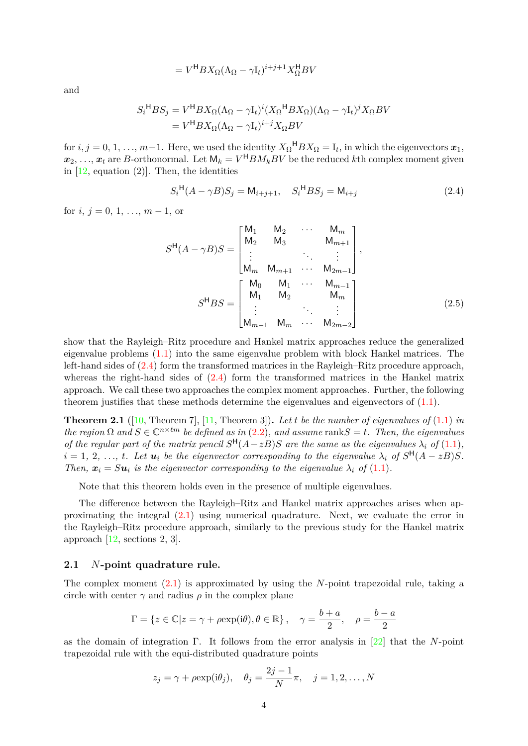$$= V^{\mathsf{H}} B X_\Omega (\Lambda_\Omega - \gamma \mathrm{I}_t)^{i+j+1} X_\Omega^{\mathsf{H}} B V$$

and

$$\begin{aligned} {S_i}^{\mathsf{H}} B S_j &= V^{\mathsf{H}} B X_\Omega (\Lambda_\Omega - \gamma \mathrm{I}_t)^{i} ({X_\Omega}^{\mathsf{H}} B X_\Omega)(\Lambda_\Omega - \gamma \mathrm{I}_t)^{j} X_\Omega B V \\ &= V^{\mathsf{H}} B X_\Omega (\Lambda_\Omega - \gamma \mathrm{I}_t)^{i+j} X_\Omega B V \end{aligned}$$

for $i, j = 0, 1, \ldots, m-1$. Here, we used the identity ${X_\Omega}^{\mathsf{H}} B X_\Omega = \mathrm{I}_t$, in which the eigenvectors $\boldsymbol{x}_1$, $\boldsymbol{x}_2, \ldots, \boldsymbol{x}_t$ are $B$-orthonormal. Let $\mathsf{M}_k = V^{\mathsf{H}} B M_k B V$ be the reduced $k$th complex moment given in [12, equation (2)]. Then, the identities

$$S_i{}^{\mathsf{H}} (A - \gamma B) S_j = \mathsf{M}_{i+j+1}, \quad S_i{}^{\mathsf{H}} B S_j = \mathsf{M}_{i+j} \tag{2.4}$$

for $i,\ j = 0, 1, \ldots, m-1$, or

$$S^{\mathsf{H}}(A - \gamma B)S = \begin{bmatrix} \mathsf{M}_1 & \mathsf{M}_2 & \cdots & \mathsf{M}_m \\ \mathsf{M}_2 & \mathsf{M}_3 & & \mathsf{M}_{m+1} \\ \vdots & & \ddots & \vdots \\ \mathsf{M}_m & \mathsf{M}_{m+1} & \cdots & \mathsf{M}_{2m-1} \end{bmatrix},$$

$$S^{\mathsf{H}} B S = \begin{bmatrix} \mathsf{M}_0 & \mathsf{M}_1 & \cdots & \mathsf{M}_{m-1} \\ \mathsf{M}_1 & \mathsf{M}_2 & & \mathsf{M}_m \\ \vdots & & \ddots & \vdots \\ \mathsf{M}_{m-1} & \mathsf{M}_m & \cdots & \mathsf{M}_{2m-2} \end{bmatrix} \tag{2.5}$$

show that the Rayleigh–Ritz procedure and Hankel matrix approaches reduce the generalized eigenvalue problems (1.1) into the same eigenvalue problem with block Hankel matrices. The left-hand sides of (2.4) form the transformed matrices in the Rayleigh–Ritz procedure approach, whereas the right-hand sides of (2.4) form the transformed matrices in the Hankel matrix approach. We call these two approaches the complex moment approaches. Further, the following theorem justifies that these methods determine the eigenvalues and eigenvectors of (1.1).

**Theorem 2.1** ([10, Theorem 7], [11, Theorem 3])**.** *Let $t$ be the number of eigenvalues of (1.1) in the region $\Omega$ and $S \in \mathbb{C}^{n \times \ell m}$ be defined as in (2.2), and assume $\mathrm{rank} S = t$. Then, the eigenvalues of the regular part of the matrix pencil $S^{\mathsf{H}}(A - zB)S$ are the same as the eigenvalues $\lambda_i$ of (1.1), $i = 1,\ 2,\ \ldots,\ t$. Let $\boldsymbol{u}_i$ be the eigenvector corresponding to the eigenvalue $\lambda_i$ of $S^{\mathsf{H}}(A - zB)S$. Then, $\boldsymbol{x}_i = S\boldsymbol{u}_i$ is the eigenvector corresponding to the eigenvalue $\lambda_i$ of (1.1).*

Note that this theorem holds even in the presence of multiple eigenvalues.

The difference between the Rayleigh–Ritz and Hankel matrix approaches arises when approximating the integral (2.1) using numerical quadrature. Next, we evaluate the error in the Rayleigh–Ritz procedure approach, similarly to the previous study for the Hankel matrix approach [12, sections 2, 3].

### 2.1 $N$-point quadrature rule.

The complex moment (2.1) is approximated by using the $N$-point trapezoidal rule, taking a circle with center $\gamma$ and radius $\rho$ in the complex plane

$$\Gamma = \{ z \in \mathbb{C} | z = \gamma + \rho \exp(\mathrm{i}\theta), \theta \in \mathbb{R} \}, \quad \gamma = \frac{b + a}{2}, \quad \rho = \frac{b - a}{2}$$

as the domain of integration $\Gamma$. It follows from the error analysis in [22] that the $N$-point trapezoidal rule with the equi-distributed quadrature points

$$z_j = \gamma + \rho \exp(\mathrm{i}\theta_j), \quad \theta_j = \frac{2j - 1}{N}\pi, \quad j = 1, 2, \ldots, N$$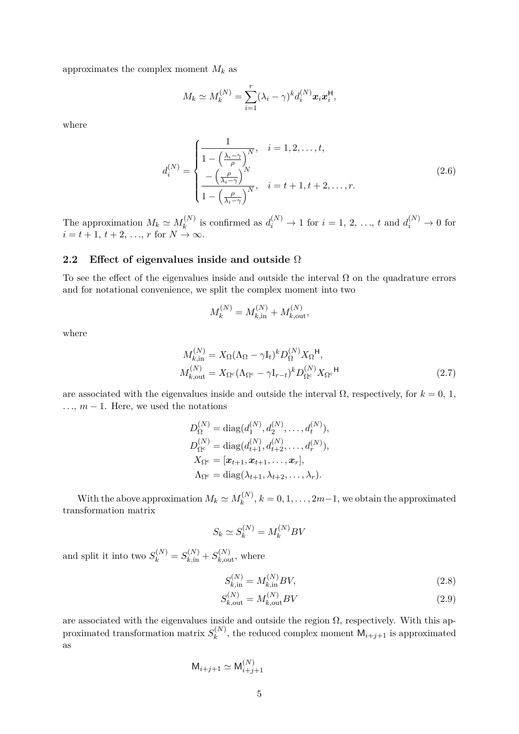approximates the complex moment $M_k$ as

$$M_k \simeq M_k^{(N)} = \sum_{i=1}^{r} (\lambda_i - \gamma)^k d_i^{(N)} \boldsymbol{x}_i \boldsymbol{x}_i^{\mathsf{H}},$$

where

$$d_i^{(N)} = \begin{cases} \dfrac{1}{1 - \left(\frac{\lambda_i - \gamma}{\rho}\right)^N}, & i = 1, 2, \ldots, t, \\ \dfrac{-\left(\frac{\rho}{\lambda_i - \gamma}\right)^N}{1 - \left(\frac{\rho}{\lambda_i - \gamma}\right)^N}, & i = t+1, t+2, \ldots, r. \end{cases} \tag{2.6}$$

The approximation $M_k \simeq M_k^{(N)}$ is confirmed as $d_i^{(N)} \to 1$ for $i = 1, 2, \ldots, t$ and $d_i^{(N)} \to 0$ for $i = t+1, t+2, \ldots, r$ for $N \to \infty$.

## 2.2 Effect of eigenvalues inside and outside $\Omega$

To see the effect of the eigenvalues inside and outside the interval $\Omega$ on the quadrature errors and for notational convenience, we split the complex moment into two

$$M_k^{(N)} = M_{k,\mathrm{in}}^{(N)} + M_{k,\mathrm{out}}^{(N)},$$

where

$$\begin{aligned} M_{k,\mathrm{in}}^{(N)} &= X_\Omega (\Lambda_\Omega - \gamma \mathrm{I}_t)^k D_\Omega^{(N)} {X_\Omega}^{\mathsf{H}}, \\ M_{k,\mathrm{out}}^{(N)} &= X_{\Omega^{\mathrm{c}}} (\Lambda_{\Omega^{\mathrm{c}}} - \gamma \mathrm{I}_{r-t})^k D_{\Omega^{\mathrm{c}}}^{(N)} {X_{\Omega^{\mathrm{c}}}}^{\mathsf{H}} \end{aligned} \tag{2.7}$$

are associated with the eigenvalues inside and outside the interval $\Omega$, respectively, for $k = 0, 1, \ldots, m-1$. Here, we used the notations

$$\begin{aligned} D_\Omega^{(N)} &= \mathrm{diag}(d_1^{(N)}, d_2^{(N)}, \ldots, d_t^{(N)}), \\ D_{\Omega^{\mathrm{c}}}^{(N)} &= \mathrm{diag}(d_{t+1}^{(N)}, d_{t+2}^{(N)}, \ldots, d_r^{(N)}), \\ X_{\Omega^{\mathrm{c}}} &= [\boldsymbol{x}_{t+1}, \boldsymbol{x}_{t+1}, \ldots, \boldsymbol{x}_r], \\ \Lambda_{\Omega^{\mathrm{c}}} &= \mathrm{diag}(\lambda_{t+1}, \lambda_{t+2}, \ldots, \lambda_r). \end{aligned}$$

With the above approximation $M_k \simeq M_k^{(N)}$, $k = 0, 1, \ldots, 2m-1$, we obtain the approximated transformation matrix

$$S_k \simeq S_k^{(N)} = M_k^{(N)} BV$$

and split it into two $S_k^{(N)} = S_{k,\mathrm{in}}^{(N)} + S_{k,\mathrm{out}}^{(N)}$, where

$$S_{k,\mathrm{in}}^{(N)} = M_{k,\mathrm{in}}^{(N)} BV, \tag{2.8}$$

$$S_{k,\mathrm{out}}^{(N)} = M_{k,\mathrm{out}}^{(N)} BV \tag{2.9}$$

are associated with the eigenvalues inside and outside the region $\Omega$, respectively. With this approximated transformation matrix $S_k^{(N)}$, the reduced complex moment $\mathsf{M}_{i+j+1}$ is approximated as

$$\mathsf{M}_{i+j+1} \simeq \mathsf{M}_{i+j+1}^{(N)}$$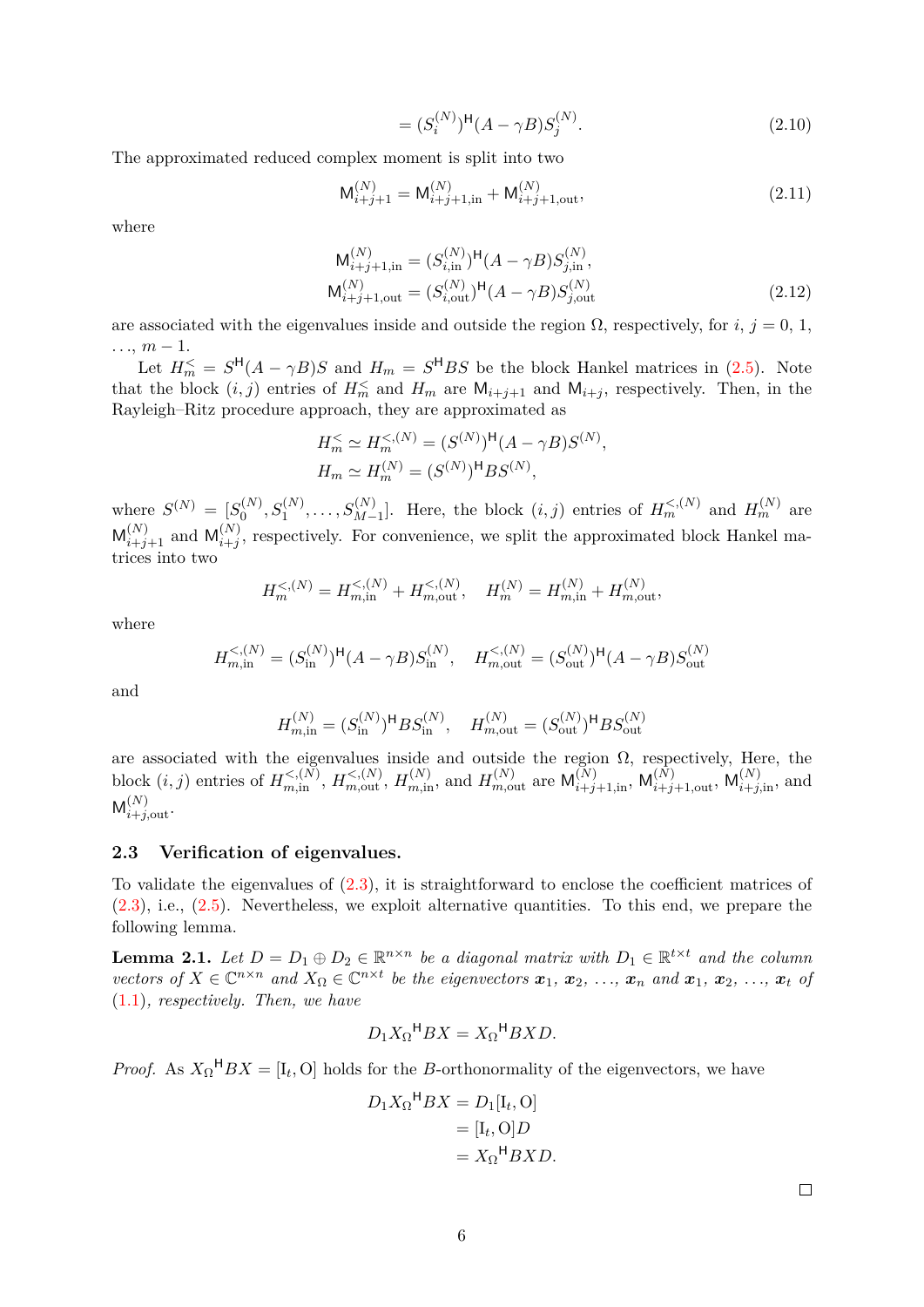$$= (S_i^{(N)})^{\mathsf{H}} (A - \gamma B) S_j^{(N)}. \tag{2.10}$$

The approximated reduced complex moment is split into two

$$\mathsf{M}_{i+j+1}^{(N)} = \mathsf{M}_{i+j+1,\mathrm{in}}^{(N)} + \mathsf{M}_{i+j+1,\mathrm{out}}^{(N)}, \tag{2.11}$$

where

$$\begin{aligned} \mathsf{M}_{i+j+1,\mathrm{in}}^{(N)} &= (S_{i,\mathrm{in}}^{(N)})^{\mathsf{H}} (A - \gamma B) S_{j,\mathrm{in}}^{(N)}, \\ \mathsf{M}_{i+j+1,\mathrm{out}}^{(N)} &= (S_{i,\mathrm{out}}^{(N)})^{\mathsf{H}} (A - \gamma B) S_{j,\mathrm{out}}^{(N)} \end{aligned} \tag{2.12}$$

are associated with the eigenvalues inside and outside the region $\Omega$, respectively, for $i$, $j = 0$, 1, $\dots$, $m-1$.

Let $H_m^< = S^{\mathsf{H}}(A - \gamma B)S$ and $H_m = S^{\mathsf{H}} B S$ be the block Hankel matrices in (2.5). Note that the block $(i, j)$ entries of $H_m^<$ and $H_m$ are $\mathsf{M}_{i+j+1}$ and $\mathsf{M}_{i+j}$, respectively. Then, in the Rayleigh–Ritz procedure approach, they are approximated as

$$\begin{aligned} H_m^< &\simeq H_m^{<,(N)} = (S^{(N)})^{\mathsf{H}} (A - \gamma B) S^{(N)}, \\ H_m &\simeq H_m^{(N)} = (S^{(N)})^{\mathsf{H}} B S^{(N)}, \end{aligned}$$

where $S^{(N)} = [S_0^{(N)}, S_1^{(N)}, \dots, S_{M-1}^{(N)}]$. Here, the block $(i, j)$ entries of $H_m^{<,(N)}$ and $H_m^{(N)}$ are $\mathsf{M}_{i+j+1}^{(N)}$ and $\mathsf{M}_{i+j}^{(N)}$, respectively. For convenience, we split the approximated block Hankel matrices into two

$$H_m^{<,(N)} = H_{m,\mathrm{in}}^{<,(N)} + H_{m,\mathrm{out}}^{<,(N)}, \quad H_m^{(N)} = H_{m,\mathrm{in}}^{(N)} + H_{m,\mathrm{out}}^{(N)},$$

where

$$H_{m,\mathrm{in}}^{<,(N)} = (S_{\mathrm{in}}^{(N)})^{\mathsf{H}} (A - \gamma B) S_{\mathrm{in}}^{(N)}, \quad H_{m,\mathrm{out}}^{<,(N)} = (S_{\mathrm{out}}^{(N)})^{\mathsf{H}} (A - \gamma B) S_{\mathrm{out}}^{(N)}$$

and

$$H_{m,\mathrm{in}}^{(N)} = (S_{\mathrm{in}}^{(N)})^{\mathsf{H}} B S_{\mathrm{in}}^{(N)}, \quad H_{m,\mathrm{out}}^{(N)} = (S_{\mathrm{out}}^{(N)})^{\mathsf{H}} B S_{\mathrm{out}}^{(N)}$$

are associated with the eigenvalues inside and outside the region $\Omega$, respectively, Here, the block $(i, j)$ entries of $H_{m,\mathrm{in}}^{<,(N)}$, $H_{m,\mathrm{out}}^{<,(N)}$, $H_{m,\mathrm{in}}^{(N)}$, and $H_{m,\mathrm{out}}^{(N)}$ are $\mathsf{M}_{i+j+1,\mathrm{in}}^{(N)}$, $\mathsf{M}_{i+j+1,\mathrm{out}}^{(N)}$, $\mathsf{M}_{i+j,\mathrm{in}}^{(N)}$, and $\mathsf{M}_{i+j,\mathrm{out}}^{(N)}$.

### 2.3 Verification of eigenvalues.

To validate the eigenvalues of (2.3), it is straightforward to enclose the coefficient matrices of (2.3), i.e., (2.5). Nevertheless, we exploit alternative quantities. To this end, we prepare the following lemma.

**Lemma 2.1.** *Let $D = D_1 \oplus D_2 \in \mathbb{R}^{n \times n}$ be a diagonal matrix with $D_1 \in \mathbb{R}^{t \times t}$ and the column vectors of $X \in \mathbb{C}^{n \times n}$ and $X_\Omega \in \mathbb{C}^{n \times t}$ be the eigenvectors $\boldsymbol{x}_1$, $\boldsymbol{x}_2$, $\dots$, $\boldsymbol{x}_n$ and $\boldsymbol{x}_1$, $\boldsymbol{x}_2$, $\dots$, $\boldsymbol{x}_t$ of (1.1), respectively. Then, we have*

$$D_1 {X_\Omega}^{\mathsf{H}} B X = {X_\Omega}^{\mathsf{H}} B X D.$$

*Proof.* As ${X_\Omega}^{\mathsf{H}} B X = [\mathrm{I}_t, \mathrm{O}]$ holds for the $B$-orthonormality of the eigenvectors, we have

$$\begin{aligned} D_1 {X_\Omega}^{\mathsf{H}} B X &= D_1 [\mathrm{I}_t, \mathrm{O}] \\ &= [\mathrm{I}_t, \mathrm{O}] D \\ &= {X_\Omega}^{\mathsf{H}} B X D. \end{aligned}$$

□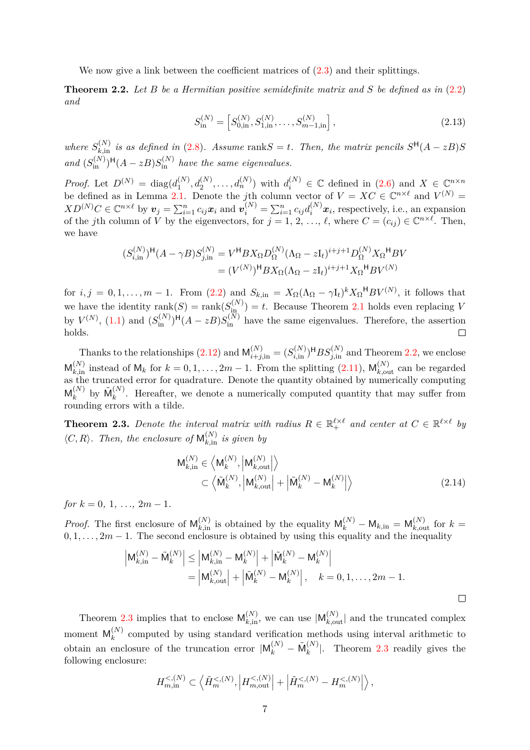We now give a link between the coefficient matrices of (2.3) and their splittings.

**Theorem 2.2.** *Let $B$ be a Hermitian positive semidefinite matrix and $S$ be defined as in (2.2) and*

$$S_{\rm in}^{(N)} = \left[ S_{0,{\rm in}}^{(N)}, S_{1,{\rm in}}^{(N)}, \dots, S_{m-1,{\rm in}}^{(N)} \right], \tag{2.13}$$

*where $S_{k,{\rm in}}^{(N)}$ is as defined in (2.8). Assume* rank$S = t$*. Then, the matrix pencils $S^{\mathsf{H}}(A - zB)S$ and $(S_{\rm in}^{(N)})^{\mathsf{H}}(A - zB)S_{\rm in}^{(N)}$ have the same eigenvalues.*

*Proof.* Let $D^{(N)} = \mathrm{diag}(d_1^{(N)}, d_2^{(N)}, \dots, d_n^{(N)})$ with $d_i^{(N)} \in \mathbb{C}$ defined in (2.6) and $X \in \mathbb{C}^{n \times n}$ be defined as in Lemma 2.1. Denote the $j$th column vector of $V = XC \in \mathbb{C}^{n \times \ell}$ and $V^{(N)} = XD^{(N)}C \in \mathbb{C}^{n \times \ell}$ by $\boldsymbol{v}_j = \sum_{i=1}^n c_{ij} \boldsymbol{x}_i$ and $\boldsymbol{v}_i^{(N)} = \sum_{i=1}^n c_{ij} d_i^{(N)} \boldsymbol{x}_i$, respectively, i.e., an expansion of the $j$th column of $V$ by the eigenvectors, for $j = 1, 2, \dots, \ell$, where $C = (c_{ij}) \in \mathbb{C}^{n \times \ell}$. Then, we have

$$\begin{aligned}
(S_{i,{\rm in}}^{(N)})^{\mathsf{H}}(A - \gamma B)S_{j,{\rm in}}^{(N)} &= V^{\mathsf{H}} B X_\Omega D_\Omega^{(N)} (\Lambda_\Omega - z\mathrm{I}_t)^{i+j+1} D_\Omega^{(N)} {X_\Omega}^{\mathsf{H}} BV \\
&= (V^{(N)})^{\mathsf{H}} B X_\Omega (\Lambda_\Omega - z\mathrm{I}_t)^{i+j+1} {X_\Omega}^{\mathsf{H}} BV^{(N)}
\end{aligned}$$

for $i, j = 0, 1, \dots, m-1$. From (2.2) and $S_{k,{\rm in}} = X_\Omega(\Lambda_\Omega - \gamma \mathrm{I}_t)^k {X_\Omega}^{\mathsf{H}} BV^{(N)}$, it follows that we have the identity $\mathrm{rank}(S) = \mathrm{rank}(S_{\rm in}^{(N)}) = t$. Because Theorem 2.1 holds even replacing $V$ by $V^{(N)}$, (1.1) and $(S_{\rm in}^{(N)})^{\mathsf{H}}(A - zB)S_{\rm in}^{(N)}$ have the same eigenvalues. Therefore, the assertion holds. $\square$

Thanks to the relationships (2.12) and $\mathsf{M}_{i+j,{\rm in}}^{(N)} = (S_{i,{\rm in}}^{(N)})^{\mathsf{H}} B S_{j,{\rm in}}^{(N)}$ and Theorem 2.2, we enclose $\mathsf{M}_{k,{\rm in}}^{(N)}$ instead of $\mathsf{M}_k$ for $k = 0, 1, \dots, 2m-1$. From the splitting (2.11), $\mathsf{M}_{k,{\rm out}}^{(N)}$ can be regarded as the truncated error for quadrature. Denote the quantity obtained by numerically computing $\mathsf{M}_k^{(N)}$ by $\tilde{\mathsf{M}}_k^{(N)}$. Hereafter, we denote a numerically computed quantity that may suffer from rounding errors with a tilde.

**Theorem 2.3.** *Denote the interval matrix with radius $R \in \mathbb{R}_+^{\ell \times \ell}$ and center at $C \in \mathbb{R}^{\ell \times \ell}$ by $\langle C, R \rangle$. Then, the enclosure of $\mathsf{M}_{k,{\rm in}}^{(N)}$ is given by*

$$\begin{aligned}
\mathsf{M}_{k,{\rm in}}^{(N)} &\in \left\langle \mathsf{M}_k^{(N)}, \left| \mathsf{M}_{k,{\rm out}}^{(N)} \right| \right\rangle \\
&\subset \left\langle \tilde{\mathsf{M}}_k^{(N)}, \left| \mathsf{M}_{k,{\rm out}}^{(N)} \right| + \left| \tilde{\mathsf{M}}_k^{(N)} - \mathsf{M}_k^{(N)} \right| \right\rangle
\end{aligned} \tag{2.14}$$

*for $k = 0, 1, \dots, 2m-1$.*

*Proof.* The first enclosure of $\mathsf{M}_{k,{\rm in}}^{(N)}$ is obtained by the equality $\mathsf{M}_k^{(N)} - \mathsf{M}_{k,{\rm in}} = \mathsf{M}_{k,{\rm out}}^{(N)}$ for $k = 0, 1, \dots, 2m-1$. The second enclosure is obtained by using this equality and the inequality

$$\begin{aligned}
\left| \mathsf{M}_{k,{\rm in}}^{(N)} - \tilde{\mathsf{M}}_k^{(N)} \right| &\le \left| \mathsf{M}_{k,{\rm in}}^{(N)} - \mathsf{M}_k^{(N)} \right| + \left| \tilde{\mathsf{M}}_k^{(N)} - \mathsf{M}_k^{(N)} \right| \\
&= \left| \mathsf{M}_{k,{\rm out}}^{(N)} \right| + \left| \tilde{\mathsf{M}}_k^{(N)} - \mathsf{M}_k^{(N)} \right|, \quad k = 0, 1, \dots, 2m-1.
\end{aligned}$$

$\square$

Theorem 2.3 implies that to enclose $\mathsf{M}_{k,{\rm in}}^{(N)}$, we can use $|\mathsf{M}_{k,{\rm out}}^{(N)}|$ and the truncated complex moment $\mathsf{M}_k^{(N)}$ computed by using standard verification methods using interval arithmetic to obtain an enclosure of the truncation error $|\mathsf{M}_k^{(N)} - \tilde{\mathsf{M}}_k^{(N)}|$. Theorem 2.3 readily gives the following enclosure:

$$H_{m,{\rm in}}^{<,(N)} \subset \left\langle \tilde{H}_m^{<,(N)}, \left| H_{m,{\rm out}}^{<,(N)} \right| + \left| \tilde{H}_m^{<,(N)} - H_m^{<,(N)} \right| \right\rangle,$$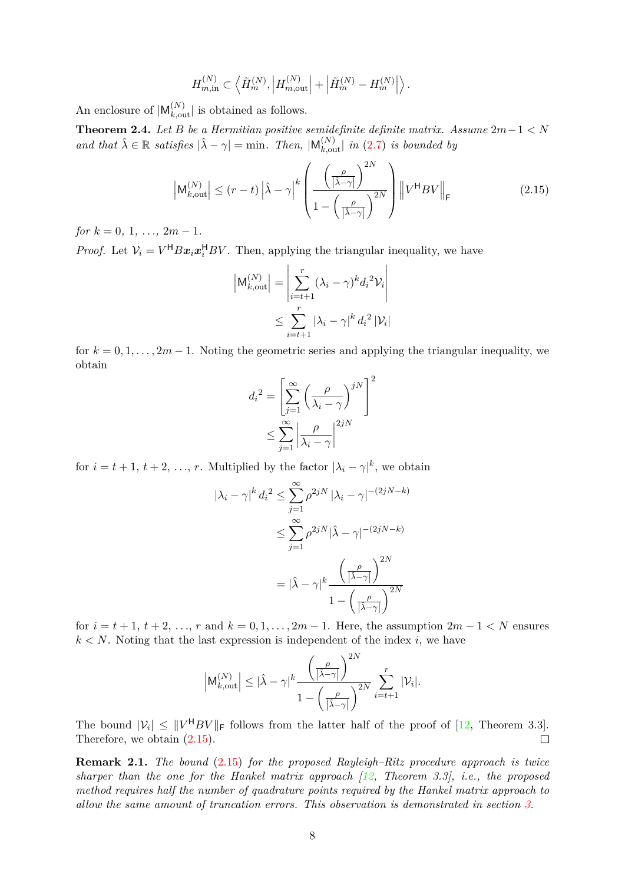$$H^{(N)}_{m,\text{in}} \subset \left\langle \tilde{H}^{(N)}_m, \left| H^{(N)}_{m,\text{out}} \right| + \left| \tilde{H}^{(N)}_m - H^{(N)}_m \right| \right\rangle.$$

An enclosure of $|\mathsf{M}^{(N)}_{k,\text{out}}|$ is obtained as follows.

**Theorem 2.4.** *Let $B$ be a Hermitian positive semidefinite definite matrix. Assume $2m-1 < N$ and that $\hat{\lambda} \in \mathbb{R}$ satisfies $|\hat{\lambda} - \gamma| = \min$. Then, $|\mathsf{M}^{(N)}_{k,\text{out}}|$ in (2.7) is bounded by*

$$\left| \mathsf{M}^{(N)}_{k,\text{out}} \right| \leq (r-t) \left| \hat{\lambda} - \gamma \right|^k \left( \frac{\left( \frac{\rho}{|\hat{\lambda}-\gamma|} \right)^{2N}}{1 - \left( \frac{\rho}{|\hat{\lambda}-\gamma|} \right)^{2N}} \right) \left\| V^{\mathsf{H}} B V \right\|_{\mathsf{F}} \tag{2.15}$$

*for $k = 0, 1, \ldots, 2m-1$.*

*Proof.* Let $\mathcal{V}_i = V^{\mathsf{H}} B \boldsymbol{x}_i \boldsymbol{x}_i^{\mathsf{H}} B V$. Then, applying the triangular inequality, we have

$$\begin{aligned}
\left| \mathsf{M}^{(N)}_{k,\text{out}} \right| &= \left| \sum_{i=t+1}^{r} (\lambda_i - \gamma)^k {d_i}^2 \mathcal{V}_i \right| \\
&\leq \sum_{i=t+1}^{r} |\lambda_i - \gamma|^k {d_i}^2 \left| \mathcal{V}_i \right|
\end{aligned}$$

for $k = 0, 1, \ldots, 2m-1$. Noting the geometric series and applying the triangular inequality, we obtain

$$\begin{aligned}
{d_i}^2 &= \left[ \sum_{j=1}^{\infty} \left( \frac{\rho}{\lambda_i - \gamma} \right)^{jN} \right]^2 \\
&\leq \sum_{j=1}^{\infty} \left| \frac{\rho}{\lambda_i - \gamma} \right|^{2jN}
\end{aligned}$$

for $i = t+1, t+2, \ldots, r$. Multiplied by the factor $|\lambda_i - \gamma|^k$, we obtain

$$\begin{aligned}
|\lambda_i - \gamma|^k {d_i}^2 &\leq \sum_{j=1}^{\infty} \rho^{2jN} |\lambda_i - \gamma|^{-(2jN-k)} \\
&\leq \sum_{j=1}^{\infty} \rho^{2jN} |\hat{\lambda} - \gamma|^{-(2jN-k)} \\
&= |\hat{\lambda} - \gamma|^k \frac{\left( \frac{\rho}{|\hat{\lambda}-\gamma|} \right)^{2N}}{1 - \left( \frac{\rho}{|\hat{\lambda}-\gamma|} \right)^{2N}}
\end{aligned}$$

for $i = t+1, t+2, \ldots, r$ and $k = 0, 1, \ldots, 2m-1$. Here, the assumption $2m-1 < N$ ensures $k < N$. Noting that the last expression is independent of the index $i$, we have

$$\left| \mathsf{M}^{(N)}_{k,\text{out}} \right| \leq |\hat{\lambda} - \gamma|^k \frac{\left( \frac{\rho}{|\hat{\lambda}-\gamma|} \right)^{2N}}{1 - \left( \frac{\rho}{|\hat{\lambda}-\gamma|} \right)^{2N}} \sum_{i=t+1}^{r} |\mathcal{V}_i|.$$

The bound $|\mathcal{V}_i| \leq \|V^{\mathsf{H}} B V\|_{\mathsf{F}}$ follows from the latter half of the proof of [12, Theorem 3.3]. Therefore, we obtain (2.15). ∎

**Remark 2.1.** *The bound (2.15) for the proposed Rayleigh–Ritz procedure approach is twice sharper than the one for the Hankel matrix approach [12, Theorem 3.3], i.e., the proposed method requires half the number of quadrature points required by the Hankel matrix approach to allow the same amount of truncation errors. This observation is demonstrated in section 3.*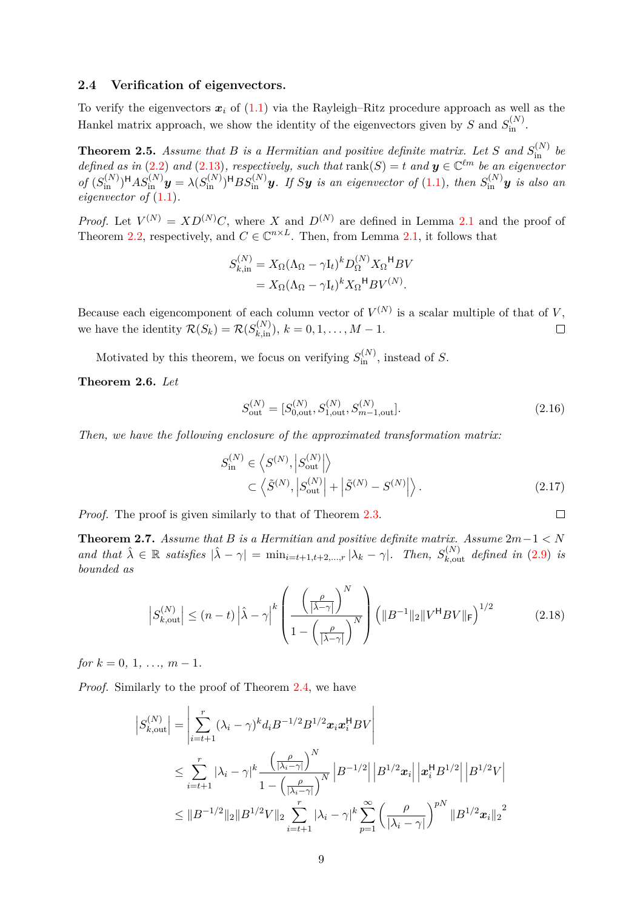### 2.4 Verification of eigenvectors.

To verify the eigenvectors $\boldsymbol{x}_i$ of (1.1) via the Rayleigh–Ritz procedure approach as well as the Hankel matrix approach, we show the identity of the eigenvectors given by $S$ and $S_{\rm in}^{(N)}$.

**Theorem 2.5.** *Assume that $B$ is a Hermitian and positive definite matrix. Let $S$ and $S_{\rm in}^{(N)}$ be defined as in (2.2) and (2.13), respectively, such that $\operatorname{rank}(S) = t$ and $\boldsymbol{y} \in \mathbb{C}^{\ell m}$ be an eigenvector of $(S_{\rm in}^{(N)})^{\mathsf{H}} A S_{\rm in}^{(N)} \boldsymbol{y} = \lambda (S_{\rm in}^{(N)})^{\mathsf{H}} B S_{\rm in}^{(N)} \boldsymbol{y}$. If $S\boldsymbol{y}$ is an eigenvector of (1.1), then $S_{\rm in}^{(N)}\boldsymbol{y}$ is also an eigenvector of (1.1).*

*Proof.* Let $V^{(N)} = XD^{(N)}C$, where $X$ and $D^{(N)}$ are defined in Lemma 2.1 and the proof of Theorem 2.2, respectively, and $C \in \mathbb{C}^{n \times L}$. Then, from Lemma 2.1, it follows that

$$
\begin{aligned}
S_{k,\rm in}^{(N)} &= X_\Omega (\Lambda_\Omega - \gamma \mathrm{I}_t)^k D_\Omega^{(N)} {X_\Omega}^{\mathsf{H}} B V \\
&= X_\Omega (\Lambda_\Omega - \gamma \mathrm{I}_t)^k {X_\Omega}^{\mathsf{H}} B V^{(N)}.
\end{aligned}
$$

Because each eigencomponent of each column vector of $V^{(N)}$ is a scalar multiple of that of $V$, we have the identity $\mathcal{R}(S_k) = \mathcal{R}(S_{k,\rm in}^{(N)})$, $k = 0, 1, \dots, M-1$. ∎

Motivated by this theorem, we focus on verifying $S_{\rm in}^{(N)}$, instead of $S$.

**Theorem 2.6.** *Let*

$$
S_{\rm out}^{(N)} = [S_{0,\rm out}^{(N)}, S_{1,\rm out}^{(N)}, S_{m-1,\rm out}^{(N)}]. \tag{2.16}
$$

*Then, we have the following enclosure of the approximated transformation matrix:*

$$
\begin{aligned}
S_{\rm in}^{(N)} &\in \left\langle S^{(N)}, \left| S_{\rm out}^{(N)} \right| \right\rangle \\
&\subset \left\langle \tilde{S}^{(N)}, \left| S_{\rm out}^{(N)} \right| + \left| \tilde{S}^{(N)} - S^{(N)} \right| \right\rangle.
\end{aligned} \tag{2.17}
$$

*Proof.* The proof is given similarly to that of Theorem 2.3. ∎

**Theorem 2.7.** *Assume that $B$ is a Hermitian and positive definite matrix. Assume $2m-1 < N$ and that $\hat{\lambda} \in \mathbb{R}$ satisfies $|\hat{\lambda} - \gamma| = \min_{i=t+1,t+2,\dots,r} |\lambda_k - \gamma|$. Then, $S_{k,\rm out}^{(N)}$ defined in (2.9) is bounded as*

$$
\left| S_{k,\rm out}^{(N)} \right| \le (n-t) \left| \hat{\lambda} - \gamma \right|^k \left( \frac{\left( \frac{\rho}{|\hat{\lambda} - \gamma|} \right)^N}{1 - \left( \frac{\rho}{|\hat{\lambda} - \gamma|} \right)^N} \right) \left( \|B^{-1}\|_2 \|V^{\mathsf{H}} B V\|_{\mathsf{F}} \right)^{1/2} \tag{2.18}
$$

*for $k = 0, 1, \dots, m-1$.*

*Proof.* Similarly to the proof of Theorem 2.4, we have

$$
\begin{aligned}
\left| S_{k,\rm out}^{(N)} \right| &= \left| \sum_{i=t+1}^{r} (\lambda_i - \gamma)^k d_i B^{-1/2} B^{1/2} \boldsymbol{x}_i \boldsymbol{x}_i^{\mathsf{H}} B V \right| \\
&\le \sum_{i=t+1}^{r} |\lambda_i - \gamma|^k \frac{\left( \frac{\rho}{|\lambda_i - \gamma|} \right)^N}{1 - \left( \frac{\rho}{|\lambda_i - \gamma|} \right)^N} \left| B^{-1/2} \right| \left| B^{1/2} \boldsymbol{x}_i \right| \left| \boldsymbol{x}_i^{\mathsf{H}} B^{1/2} \right| \left| B^{1/2} V \right| \\
&\le \|B^{-1/2}\|_2 \|B^{1/2} V\|_2 \sum_{i=t+1}^{r} |\lambda_i - \gamma|^k \sum_{p=1}^{\infty} \left( \frac{\rho}{|\lambda_i - \gamma|} \right)^{pN} \|B^{1/2} \boldsymbol{x}_i\|_2^{\,2}
\end{aligned}
$$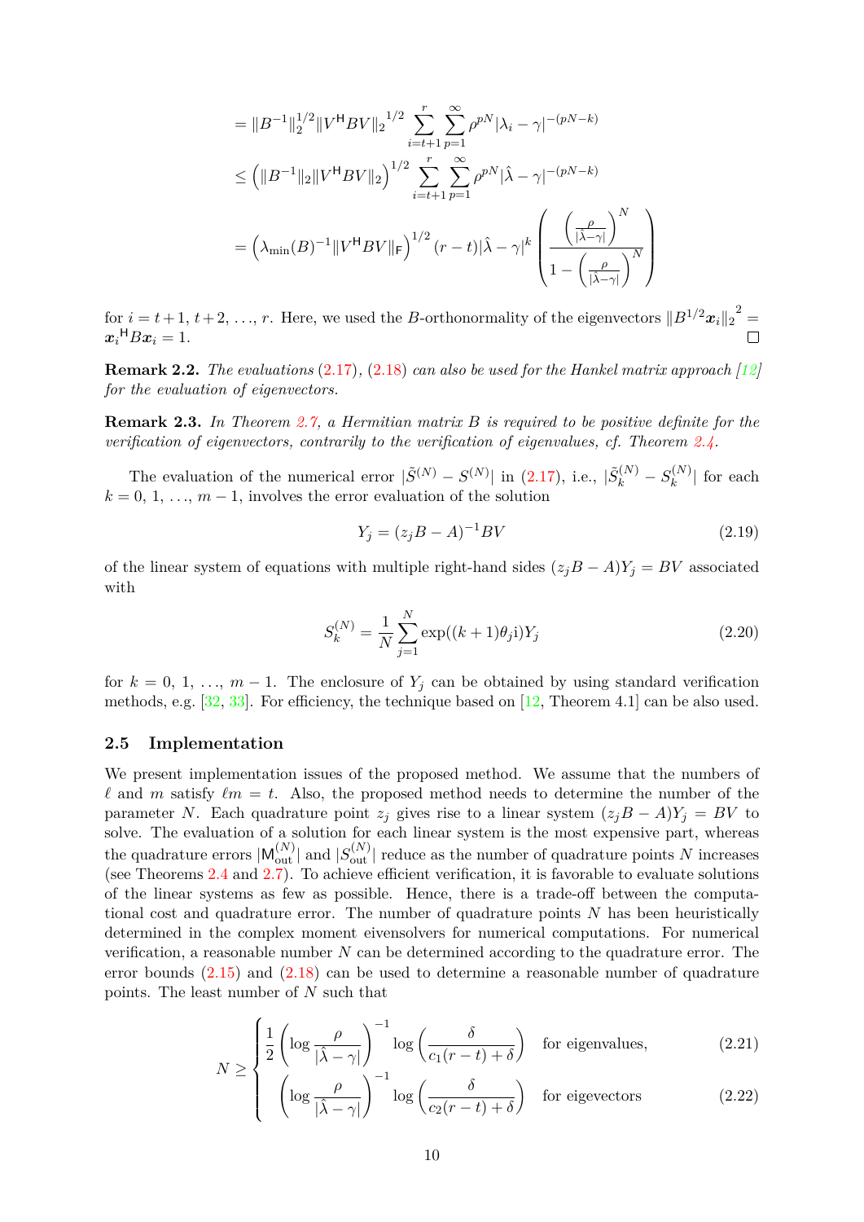$$= \|B^{-1}\|_2^{1/2} \|V^{\mathsf{H}} B V\|_2{}^{1/2} \sum_{i=t+1}^{r} \sum_{p=1}^{\infty} \rho^{pN} |\lambda_i - \gamma|^{-(pN-k)}$$

$$\leq \left( \|B^{-1}\|_2 \|V^{\mathsf{H}} B V\|_2 \right)^{1/2} \sum_{i=t+1}^{r} \sum_{p=1}^{\infty} \rho^{pN} |\hat{\lambda} - \gamma|^{-(pN-k)}$$

$$= \left( \lambda_{\min}(B)^{-1} \|V^{\mathsf{H}} B V\|_{\mathsf{F}} \right)^{1/2} (r-t) |\hat{\lambda} - \gamma|^k \left( \frac{\left( \frac{\rho}{|\hat{\lambda} - \gamma|} \right)^N}{1 - \left( \frac{\rho}{|\hat{\lambda} - \gamma|} \right)^N} \right)$$

for $i = t+1, t+2, \ldots, r$. Here, we used the $B$-orthonormality of the eigenvectors $\|B^{1/2} \boldsymbol{x}_i\|_2{}^2 = \boldsymbol{x}_i{}^{\mathsf{H}} B \boldsymbol{x}_i = 1$. □

**Remark 2.2.** *The evaluations (2.17), (2.18) can also be used for the Hankel matrix approach [12] for the evaluation of eigenvectors.*

**Remark 2.3.** *In Theorem 2.7, a Hermitian matrix $B$ is required to be positive definite for the verification of eigenvectors, contrarily to the verification of eigenvalues, cf. Theorem 2.4.*

The evaluation of the numerical error $|\tilde{S}^{(N)} - S^{(N)}|$ in (2.17), i.e., $|\tilde{S}_k^{(N)} - S_k^{(N)}|$ for each $k = 0, 1, \ldots, m-1$, involves the error evaluation of the solution

$$Y_j = (z_j B - A)^{-1} B V \tag{2.19}$$

of the linear system of equations with multiple right-hand sides $(z_j B - A) Y_j = BV$ associated with

$$S_k^{(N)} = \frac{1}{N} \sum_{j=1}^{N} \exp((k+1)\theta_j \mathrm{i}) Y_j \tag{2.20}$$

for $k = 0, 1, \ldots, m-1$. The enclosure of $Y_j$ can be obtained by using standard verification methods, e.g. [32, 33]. For efficiency, the technique based on [12, Theorem 4.1] can be also used.

### 2.5 Implementation

We present implementation issues of the proposed method. We assume that the numbers of $\ell$ and $m$ satisfy $\ell m = t$. Also, the proposed method needs to determine the number of the parameter $N$. Each quadrature point $z_j$ gives rise to a linear system $(z_j B - A) Y_j = BV$ to solve. The evaluation of a solution for each linear system is the most expensive part, whereas the quadrature errors $|\mathsf{M}_{\mathrm{out}}^{(N)}|$ and $|S_{\mathrm{out}}^{(N)}|$ reduce as the number of quadrature points $N$ increases (see Theorems 2.4 and 2.7). To achieve efficient verification, it is favorable to evaluate solutions of the linear systems as few as possible. Hence, there is a trade-off between the computational cost and quadrature error. The number of quadrature points $N$ has been heuristically determined in the complex moment eivensolvers for numerical computations. For numerical verification, a reasonable number $N$ can be determined according to the quadrature error. The error bounds (2.15) and (2.18) can be used to determine a reasonable number of quadrature points. The least number of $N$ such that

$$N \geq \begin{cases} \dfrac{1}{2} \left( \log \dfrac{\rho}{|\hat{\lambda} - \gamma|} \right)^{-1} \log \left( \dfrac{\delta}{c_1 (r-t) + \delta} \right) & \text{for eigenvalues,} \quad (2.21) \\[2ex] \left( \log \dfrac{\rho}{|\hat{\lambda} - \gamma|} \right)^{-1} \log \left( \dfrac{\delta}{c_2 (r-t) + \delta} \right) & \text{for eigevectors} \quad (2.22) \end{cases}$$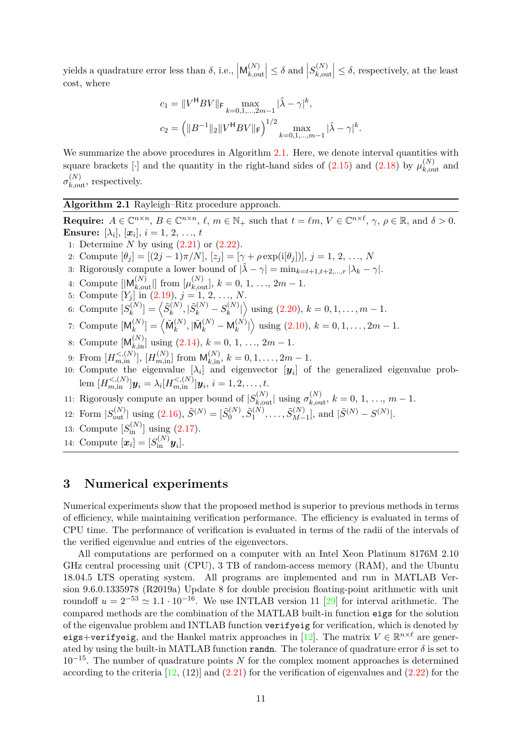yields a quadrature error less than $\delta$, i.e., $\left|\mathsf{M}_{k,\mathrm{out}}^{(N)}\right| \le \delta$ and $\left|S_{k,\mathrm{out}}^{(N)}\right| \le \delta$, respectively, at the least cost, where

$$c_1 = \|V^{\mathsf{H}} B V\|_{\mathsf{F}} \max_{k=0,1,\dots,2m-1} |\hat{\lambda} - \gamma|^k,$$

$$c_2 = \left(\|B^{-1}\|_2 \|V^{\mathsf{H}} B V\|_{\mathsf{F}}\right)^{1/2} \max_{k=0,1,\dots,m-1} |\hat{\lambda} - \gamma|^k.$$

We summarize the above procedures in Algorithm 2.1. Here, we denote interval quantities with square brackets $[\cdot]$ and the quantity in the right-hand sides of (2.15) and (2.18) by $\mu_{k,\mathrm{out}}^{(N)}$ and $\sigma_{k,\mathrm{out}}^{(N)}$, respectively.

**Algorithm 2.1** Rayleigh–Ritz procedure approach.

**Require:** $A \in \mathbb{C}^{n\times n}$, $B \in \mathbb{C}^{n\times n}$, $\ell$, $m \in \mathbb{N}_+$ such that $t = \ell m$, $V \in \mathbb{C}^{n\times \ell}$, $\gamma$, $\rho \in \mathbb{R}$, and $\delta > 0$.
**Ensure:** $[\lambda_i]$, $[\boldsymbol{x}_i]$, $i = 1, 2, \dots, t$

1. Determine $N$ by using (2.21) or (2.22).
2. Compute $[\theta_j] = [(2j-1)\pi/N]$, $[z_j] = [\gamma + \rho \exp(\mathrm{i}[\theta_j])]$, $j = 1, 2, \dots, N$
3. Rigorously compute a lower bound of $|\hat{\lambda} - \gamma| = \min_{k=t+1,t+2,\dots,r} |\lambda_k - \gamma|$.
4. Compute $[|\mathsf{M}_{k,\mathrm{out}}^{(N)}|]$ from $[\mu_{k,\mathrm{out}}^{(N)}]$, $k = 0, 1, \dots, 2m-1$.
5. Compute $[Y_j]$ in (2.19), $j = 1, 2, \dots, N$.
6. Compute $[S_k^{(N)}] = \left\langle \tilde{S}_k^{(N)}, |\tilde{S}_k^{(N)} - S_k^{(N)}| \right\rangle$ using (2.20), $k = 0, 1, \dots, m-1$.
7. Compute $[\mathsf{M}_k^{(N)}] = \left\langle \tilde{\mathsf{M}}_k^{(N)}, |\tilde{\mathsf{M}}_k^{(N)} - \mathsf{M}_k^{(N)}| \right\rangle$ using (2.10), $k = 0, 1, \dots, 2m-1$.
8. Compute $[\mathsf{M}_{k,\mathrm{in}}^{(N)}]$ using (2.14), $k = 0, 1, \dots, 2m-1$.
9. From $[H_{m,\mathrm{in}}^{<,(N)}]$, $[H_{m,\mathrm{in}}^{(N)}]$ from $\mathsf{M}_{k,\mathrm{in}}^{(N)}$, $k = 0, 1, \dots, 2m-1$.
10. Compute the eigenvalue $[\lambda_i]$ and eigenvector $[\boldsymbol{y}_i]$ of the generalized eigenvalue problem $[H_{m,\mathrm{in}}^{<,(N)}]\boldsymbol{y}_i = \lambda_i [H_{m,\mathrm{in}}^{<,(N)}]\boldsymbol{y}_i$, $i = 1, 2, \dots, t$.
11. Rigorously compute an upper bound of $|S_{k,\mathrm{out}}^{(N)}|$ using $\sigma_{k,\mathrm{out}}^{(N)}$, $k = 0, 1, \dots, m-1$.
12. Form $|S_{\mathrm{out}}^{(N)}|$ using (2.16), $\tilde{S}^{(N)} = [\tilde{S}_0^{(N)}, \tilde{S}_1^{(N)}, \dots, \tilde{S}_{M-1}^{(N)}]$, and $|\tilde{S}^{(N)} - S^{(N)}|$.
13. Compute $[S_{\mathrm{in}}^{(N)}]$ using (2.17).
14. Compute $[\boldsymbol{x}_i] = [S_{\mathrm{in}}^{(N)} \boldsymbol{y}_i]$.

## 3 Numerical experiments

Numerical experiments show that the proposed method is superior to previous methods in terms of efficiency, while maintaining verification performance. The efficiency is evaluated in terms of CPU time. The performance of verification is evaluated in terms of the radii of the intervals of the verified eigenvalue and entries of the eigenvectors.

All computations are performed on a computer with an Intel Xeon Platinum 8176M 2.10 GHz central processing unit (CPU), 3 TB of random-access memory (RAM), and the Ubuntu 18.04.5 LTS operating system. All programs are implemented and run in MATLAB Version 9.6.0.1335978 (R2019a) Update 8 for double precision floating-point arithmetic with unit roundoff $u = 2^{-53} \simeq 1.1 \cdot 10^{-16}$. We use INTLAB version 11 [29] for interval arithmetic. The compared methods are the combination of the MATLAB built-in function `eigs` for the solution of the eigenvalue problem and INTLAB function `verifyeig` for verification, which is denoted by `eigs`+`verifyeig`, and the Hankel matrix approaches in [12]. The matrix $V \in \mathbb{R}^{n\times \ell}$ are generated by using the built-in MATLAB function `randn`. The tolerance of quadrature error $\delta$ is set to $10^{-15}$. The number of quadrature points $N$ for the complex moment approaches is determined according to the criteria [12, (12)] and (2.21) for the verification of eigenvalues and (2.22) for the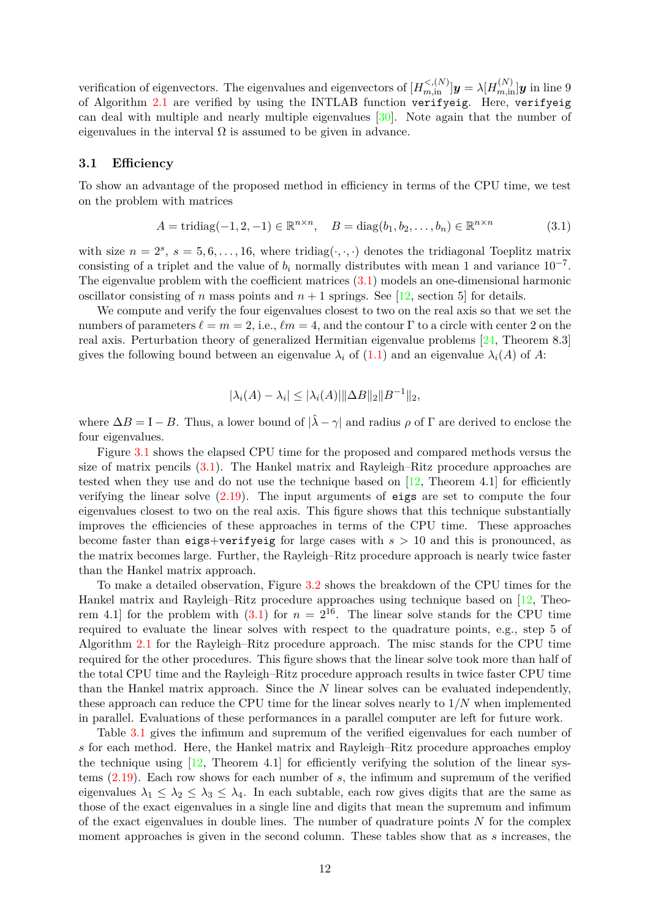verification of eigenvectors. The eigenvalues and eigenvectors of $[H^{<,(N)}_{m,\mathrm{in}}]\boldsymbol{y} = \lambda[H^{(N)}_{m,\mathrm{in}}]\boldsymbol{y}$ in line 9 of Algorithm 2.1 are verified by using the INTLAB function `verifyeig`. Here, `verifyeig` can deal with multiple and nearly multiple eigenvalues [30]. Note again that the number of eigenvalues in the interval $\Omega$ is assumed to be given in advance.

### 3.1 Efficiency

To show an advantage of the proposed method in efficiency in terms of the CPU time, we test on the problem with matrices

$$A = \mathrm{tridiag}(-1, 2, -1) \in \mathbb{R}^{n\times n}, \quad B = \mathrm{diag}(b_1, b_2, \dots, b_n) \in \mathbb{R}^{n\times n} \tag{3.1}$$

with size $n = 2^s$, $s = 5, 6, \dots, 16$, where $\mathrm{tridiag}(\cdot,\cdot,\cdot)$ denotes the tridiagonal Toeplitz matrix consisting of a triplet and the value of $b_i$ normally distributes with mean 1 and variance $10^{-7}$. The eigenvalue problem with the coefficient matrices (3.1) models an one-dimensional harmonic oscillator consisting of $n$ mass points and $n+1$ springs. See [12, section 5] for details.

We compute and verify the four eigenvalues closest to two on the real axis so that we set the numbers of parameters $\ell = m = 2$, i.e., $\ell m = 4$, and the contour $\Gamma$ to a circle with center 2 on the real axis. Perturbation theory of generalized Hermitian eigenvalue problems [24, Theorem 8.3] gives the following bound between an eigenvalue $\lambda_i$ of (1.1) and an eigenvalue $\lambda_i(A)$ of $A$:

$$|\lambda_i(A) - \lambda_i| \leq |\lambda_i(A)| \|\Delta B\|_2 \|B^{-1}\|_2,$$

where $\Delta B = \mathrm{I} - B$. Thus, a lower bound of $|\hat{\lambda} - \gamma|$ and radius $\rho$ of $\Gamma$ are derived to enclose the four eigenvalues.

Figure 3.1 shows the elapsed CPU time for the proposed and compared methods versus the size of matrix pencils (3.1). The Hankel matrix and Rayleigh–Ritz procedure approaches are tested when they use and do not use the technique based on [12, Theorem 4.1] for efficiently verifying the linear solve (2.19). The input arguments of `eigs` are set to compute the four eigenvalues closest to two on the real axis. This figure shows that this technique substantially improves the efficiencies of these approaches in terms of the CPU time. These approaches become faster than `eigs`+`verifyeig` for large cases with $s > 10$ and this is pronounced, as the matrix becomes large. Further, the Rayleigh–Ritz procedure approach is nearly twice faster than the Hankel matrix approach.

To make a detailed observation, Figure 3.2 shows the breakdown of the CPU times for the Hankel matrix and Rayleigh–Ritz procedure approaches using technique based on [12, Theorem 4.1] for the problem with (3.1) for $n = 2^{16}$. The linear solve stands for the CPU time required to evaluate the linear solves with respect to the quadrature points, e.g., step 5 of Algorithm 2.1 for the Rayleigh–Ritz procedure approach. The misc stands for the CPU time required for the other procedures. This figure shows that the linear solve took more than half of the total CPU time and the Rayleigh–Ritz procedure approach results in twice faster CPU time than the Hankel matrix approach. Since the $N$ linear solves can be evaluated independently, these approach can reduce the CPU time for the linear solves nearly to $1/N$ when implemented in parallel. Evaluations of these performances in a parallel computer are left for future work.

Table 3.1 gives the infimum and supremum of the verified eigenvalues for each number of $s$ for each method. Here, the Hankel matrix and Rayleigh–Ritz procedure approaches employ the technique using [12, Theorem 4.1] for efficiently verifying the solution of the linear systems (2.19). Each row shows for each number of $s$, the infimum and supremum of the verified eigenvalues $\lambda_1 \leq \lambda_2 \leq \lambda_3 \leq \lambda_4$. In each subtable, each row gives digits that are the same as those of the exact eigenvalues in a single line and digits that mean the supremum and infimum of the exact eigenvalues in double lines. The number of quadrature points $N$ for the complex moment approaches is given in the second column. These tables show that as $s$ increases, the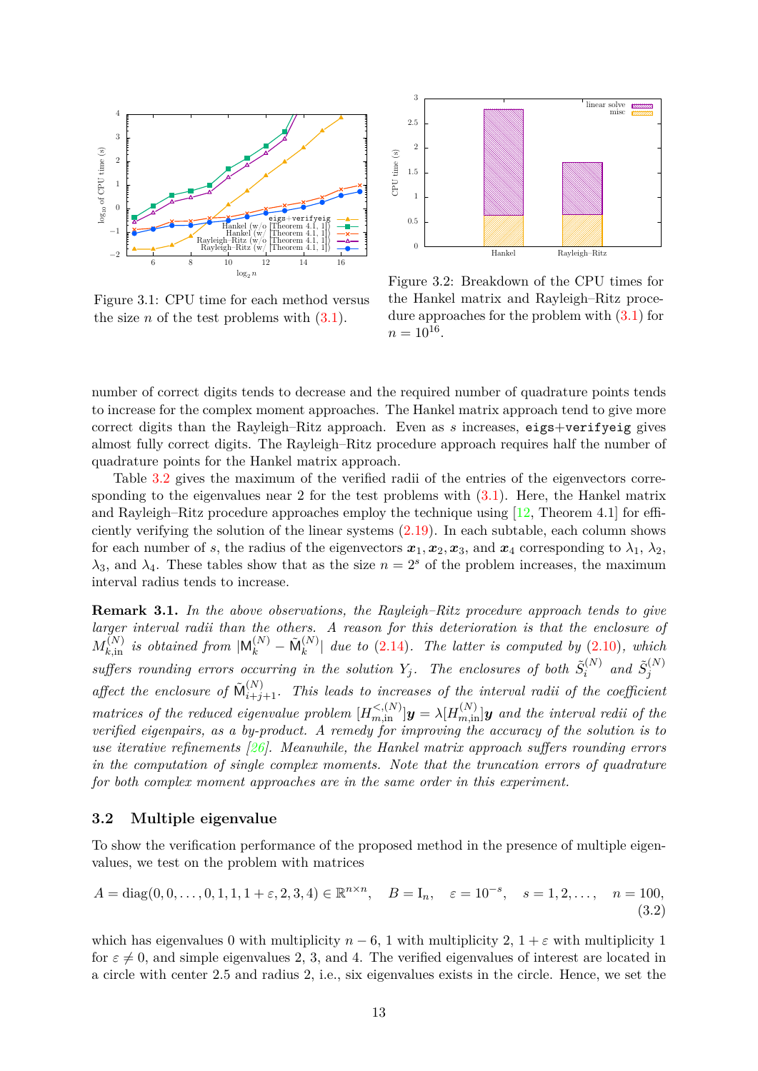Figure 3.1: CPU time for each method versus the size $n$ of the test problems with (3.1).

Figure 3.2: Breakdown of the CPU times for the Hankel matrix and Rayleigh–Ritz procedure approaches for the problem with (3.1) for $n = 10^{16}$.

number of correct digits tends to decrease and the required number of quadrature points tends to increase for the complex moment approaches. The Hankel matrix approach tend to give more correct digits than the Rayleigh–Ritz approach. Even as $s$ increases, `eigs+verifyeig` gives almost fully correct digits. The Rayleigh–Ritz procedure approach requires half the number of quadrature points for the Hankel matrix approach.

Table 3.2 gives the maximum of the verified radii of the entries of the eigenvectors corresponding to the eigenvalues near 2 for the test problems with (3.1). Here, the Hankel matrix and Rayleigh–Ritz procedure approaches employ the technique using [12, Theorem 4.1] for efficiently verifying the solution of the linear systems (2.19). In each subtable, each column shows for each number of $s$, the radius of the eigenvectors $\boldsymbol{x}_1, \boldsymbol{x}_2, \boldsymbol{x}_3$, and $\boldsymbol{x}_4$ corresponding to $\lambda_1$, $\lambda_2$, $\lambda_3$, and $\lambda_4$. These tables show that as the size $n = 2^s$ of the problem increases, the maximum interval radius tends to increase.

**Remark 3.1.** *In the above observations, the Rayleigh–Ritz procedure approach tends to give larger interval radii than the others. A reason for this deterioration is that the enclosure of* $M_{k,\mathrm{in}}^{(N)}$ *is obtained from* $|\mathsf{M}_k^{(N)} - \tilde{\mathsf{M}}_k^{(N)}|$ *due to (2.14). The latter is computed by (2.10), which suffers rounding errors occurring in the solution* $Y_j$*. The enclosures of both* $\tilde{S}_i^{(N)}$ *and* $\tilde{S}_j^{(N)}$ *affect the enclosure of* $\tilde{\mathsf{M}}_{i+j+1}^{(N)}$*. This leads to increases of the interval radii of the coefficient matrices of the reduced eigenvalue problem* $[H_{m,\mathrm{in}}^{<,(N)}]\boldsymbol{y} = \lambda[H_{m,\mathrm{in}}^{(N)}]\boldsymbol{y}$ *and the interval redii of the verified eigenpairs, as a by-product. A remedy for improving the accuracy of the solution is to use iterative refinements [26]. Meanwhile, the Hankel matrix approach suffers rounding errors in the computation of single complex moments. Note that the truncation errors of quadrature for both complex moment approaches are in the same order in this experiment.*

### 3.2 Multiple eigenvalue

To show the verification performance of the proposed method in the presence of multiple eigenvalues, we test on the problem with matrices

$$A = \mathrm{diag}(0, 0, \ldots, 0, 1, 1, 1 + \varepsilon, 2, 3, 4) \in \mathbb{R}^{n \times n}, \quad B = \mathrm{I}_n, \quad \varepsilon = 10^{-s}, \quad s = 1, 2, \ldots, \quad n = 100, \tag{3.2}$$

which has eigenvalues 0 with multiplicity $n - 6$, 1 with multiplicity 2, $1 + \varepsilon$ with multiplicity 1 for $\varepsilon \neq 0$, and simple eigenvalues 2, 3, and 4. The verified eigenvalues of interest are located in a circle with center 2.5 and radius 2, i.e., six eigenvalues exists in the circle. Hence, we set the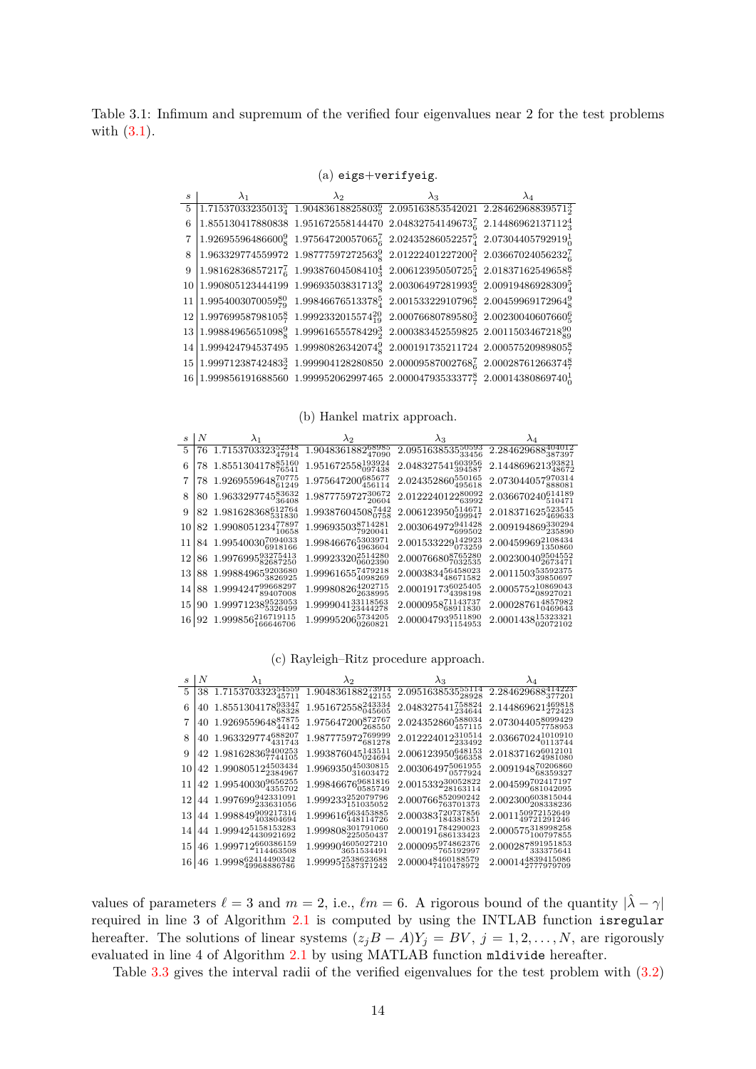Table 3.1: Infimum and supremum of the verified four eigenvalues near 2 for the test problems with (3.1).

(a) eigs+verifyeig.

| $s$ | $\lambda_1$ | $\lambda_2$ | $\lambda_3$ | $\lambda_4$ |
|---|---|---|---|---|
| 5 | $1.71537033235013_4^3$ | $1.90483618825803_5^6$ | $2.0951638535420 21$ | $2.28462968839571 3_2^3$ |
| 6 | $1.855130417880838$ | $1.951672558144470$ | $2.04832754149673_6^7$ | $2.14486962137112_3^4$ |
| 7 | $1.92695596486600_8^9$ | $1.97564720057065_6^7$ | $2.02435286052257_4^5$ | $2.07304405792919_0^1$ |
| 8 | $1.963329774559972$ | $1.98777597272563_8^9$ | $2.01222401227200_1^2$ | $2.03667024056232_6^7$ |
| 9 | $1.98162836857221 7_6^7$ | $1.99387604508410_3^4$ | $2.00612395050725_4^5$ | $2.01837162549658_7^8$ |
| 10 | $1.990805123444199$ | $1.99693503831713_8^9$ | $2.00306497281993_5^6$ | $2.00919486928309_4^5$ |
| 11 | $1.995400307005_{79}^{80}$ | $1.99846676513378_4^5$ | $2.00153322910796_7^8$ | $2.00459969172964_8^9$ |
| 12 | $1.99769958798105_7^8$ | $1.9992332015574_{19}^{20}$ | $2.00076680789580_2^3$ | $2.00230040607660_5^6$ |
| 13 | $1.99884965651098_8^9$ | $1.99961655578429_2^3$ | $2.000383452559825$ | $2.0011503467218_{89}^{90}$ |
| 14 | $1.999424794537495$ | $1.99980826342074_8^9$ | $2.000191735211724$ | $2.00057520989805_7^8$ |
| 15 | $1.99971238742483_2^3$ | $1.999904128280850$ | $2.00009587002768_6^7$ | $2.00028761266374_7^8$ |
| 16 | $1.999856191688560$ | $1.999952062997465$ | $2.00004793533377_7^8$ | $2.00014380869740_0^1$ |

(b) Hankel matrix approach.

| $s$ | $N$ | $\lambda_1$ | $\lambda_2$ | $\lambda_3$ | $\lambda_4$ |
|---|---|---|---|---|---|
| 5 | 76 | $1.7153703323_{47914}^{52348}$ | $1.9048361882_{47090}^{58985}$ | $2.0951638535_{33456}^{50593}$ | $2.2846296883_{87397}^{404012}$ |
| 6 | 78 | $1.8551304178_{76541}^{85160}$ | $1.951672558_{097438}^{193924}$ | $2.0483275541_{394587}^{603956}$ | $2.1448696213_{48672}^{93821}$ |
| 7 | 78 | $1.9269559648_{61249}^{70775}$ | $1.9756472006_{456114}^{685677}$ | $2.0243528605_{495618}^{550165}$ | $2.0730440579_{888081}^{970314}$ |
| 8 | 80 | $1.9633297745_{36408}^{83632}$ | $1.9877759727_{20604}^{30672}$ | $2.0122240122_{63992}^{80092}$ | $2.0366702405_{10471}^{614189}$ |
| 9 | 82 | $1.9816283685_{31830}^{612764}$ | $1.9938760450_{0758}^{7442}$ | $2.0061239505_{499947}^{514671}$ | $2.0183716254_{69633}^{523545}$ |
| 10 | 82 | $1.9908051234_{10658}^{77897}$ | $1.996935038_{7920041}^{714281}$ | $2.0030649726_{99502}^{941428}$ | $2.0091948692_{35890}^{330294}$ |
| 11 | 84 | $1.99540030_{6918166}^{7094033}$ | $1.99846676_{4963604}^{5303971}$ | $2.00153322_{9073259}^{142923}$ | $2.00459969_{1350860}^{2108434}$ |
| 12 | 86 | $1.99769995_{82687250}^{93275413}$ | $1.99923320_{0602390}^{2514280}$ | $2.00076680_{7032535}^{8765280}$ | $2.00230040_{2673471}^{9504552}$ |
| 13 | 88 | $1.99884965_{3826925}^{9203680}$ | $1.99961655_{4098269}^{7479218}$ | $2.00038345_{48671582}^{56458023}$ | $2.00115035_{39850697}^{53592375}$ |
| 14 | 88 | $1.99942479_{89407008}^{99668297}$ | $1.99980826_{2638995}^{4202715}$ | $2.00019173_{4398198}^{6025405}$ | $2.00057520_{8927021}^{10869043}$ |
| 15 | 90 | $1.99971238_{5326499}^{9523053}$ | $1.99990413_{23444278}^{33118563}$ | $2.00009587_{68911830}^{71143737}$ | $2.00028761_{0469643}^{4857982}$ |
| 16 | 92 | $1.999856_{166646706}^{216719115}$ | $1.99995206_{0260821}^{5734205}$ | $2.00004793_{1154953}^{9511890}$ | $2.0001438_{02072102}^{15323321}$ |

(c) Rayleigh–Ritz procedure approach.

| $s$ | $N$ | $\lambda_1$ | $\lambda_2$ | $\lambda_3$ | $\lambda_4$ |
|---|---|---|---|---|---|
| 5 | 38 | $1.7153703323_{45711}^{54559}$ | $1.9048361882_{42155}^{73914}$ | $2.0951638535_{28928}^{55114}$ | $2.2846296883_{77201}^{414223}$ |
| 6 | 40 | $1.8551304178_{68328}^{93347}$ | $1.951672558_{045605}^{243334}$ | $2.0483275541_{234644}^{758824}$ | $2.1448696213_{272423}^{469818}$ |
| 7 | 40 | $1.9269559648_{44142}^{87875}$ | $1.9756472006_{268550}^{872767}$ | $2.0243528605_{457115}^{588034}$ | $2.073044057_{7758953}^{8099429}$ |
| 8 | 40 | $1.963329774_{431743}^{688207}$ | $1.987775972_{681278}^{769999}$ | $2.012224012_{233492}^{310514}$ | $2.036670240_{0113744}^{1010910}$ |
| 9 | 42 | $1.981628368_{0024694}^{9400253}$ | $1.993876045_{0024694}^{143511}$ | $2.006123950_{366358}^{648153}$ | $2.018371625_{4981080}^{6012101}$ |
| 10 | 42 | $1.990805123_{84967}^{4503434}$ | $1.9969350_{31603472}^{45030815}$ | $2.003064970_{577924}^{5061955}$ | $2.0091948_{68359327}^{70206860}$ |
| 11 | 42 | $1.99540030_{4355702}^{9656255}$ | $1.99846676_{0585749}^{9681816}$ | $2.0015332_{28163114}^{30052822}$ | $2.004599_{681042095}^{702417197}$ |
| 12 | 44 | $1.9976999_{233631056}^{942331091}$ | $1.999233_{151035052}^{252079796}$ | $2.000766_{763701373}^{852090242}$ | $2.002300_{208338236}^{603815044}$ |
| 13 | 44 | $1.998849_{403804694}^{909217316}$ | $1.999616_{448114726}^{663453885}$ | $2.000383_{184381851}^{720737856}$ | $2.00115_{49721291246}^{50972152649}$ |
| 14 | 44 | $1.99942_{4430921692}^{5158153283}$ | $1.999808_{225050437}^{301791060}$ | $2.000191_{686133423}^{784290023}$ | $2.000575_{100797855}^{318998258}$ |
| 15 | 46 | $1.999712_{114463508}^{660386159}$ | $1.99990_{3651534491}^{4605027210}$ | $2.000095_{765192997}^{974862376}$ | $2.000287_{333375641}^{891951853}$ |
| 16 | 46 | $1.99985_{49968886786}^{624144490342}$ | $1.99995_{1587371242}^{2538623688}$ | $2.00004_{7410478972}^{8460188579}$ | $2.00014_{2777979709}^{4839415086}$ |

values of parameters $\ell = 3$ and $m = 2$, i.e., $\ell m = 6$. A rigorous bound of the quantity $|\hat{\lambda} - \gamma|$ required in line 3 of Algorithm 2.1 is computed by using the INTLAB function `isregular` hereafter. The solutions of linear systems $(z_j B - A)Y_j = BV$, $j = 1, 2, \ldots, N$, are rigorously evaluated in line 4 of Algorithm 2.1 by using MATLAB function `mldivide` hereafter.

Table 3.3 gives the interval radii of the verified eigenvalues for the test problem with (3.2)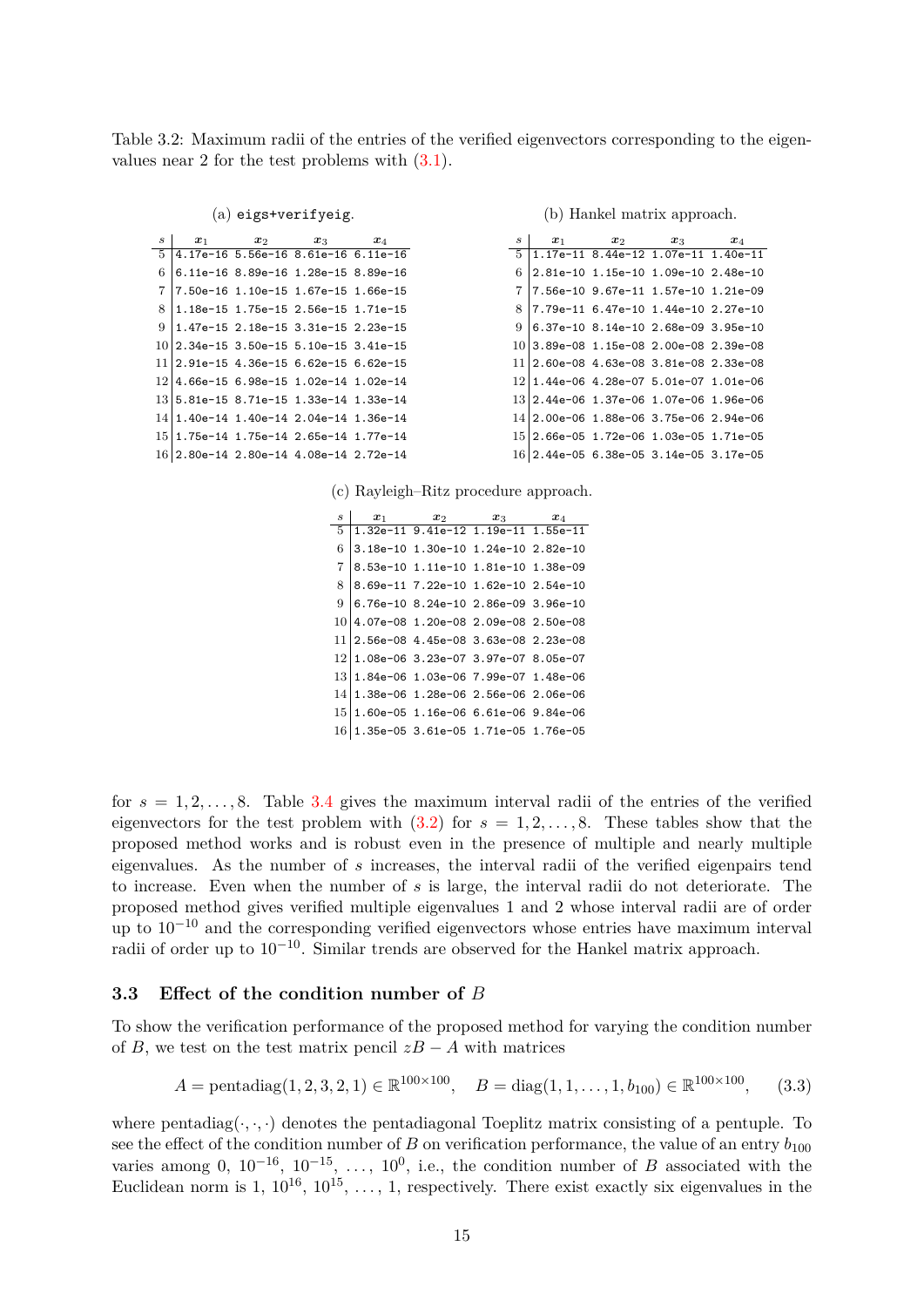Table 3.2: Maximum radii of the entries of the verified eigenvectors corresponding to the eigenvalues near 2 for the test problems with (3.1).

(a) `eigs+verifyeig`.

| $s$ | $x_1$ | $x_2$ | $x_3$ | $x_4$ |
|---|---|---|---|---|
| 5 | 4.17e-16 | 5.56e-16 | 8.61e-16 | 6.11e-16 |
| 6 | 6.11e-16 | 8.89e-16 | 1.28e-15 | 8.89e-16 |
| 7 | 7.50e-16 | 1.10e-15 | 1.67e-15 | 1.66e-15 |
| 8 | 1.18e-15 | 1.75e-15 | 2.56e-15 | 1.71e-15 |
| 9 | 1.47e-15 | 2.18e-15 | 3.31e-15 | 2.23e-15 |
| 10 | 2.34e-15 | 3.50e-15 | 5.10e-15 | 3.41e-15 |
| 11 | 2.91e-15 | 4.36e-15 | 6.62e-15 | 6.62e-15 |
| 12 | 4.66e-15 | 6.98e-15 | 1.02e-14 | 1.02e-14 |
| 13 | 5.81e-15 | 8.71e-15 | 1.33e-14 | 1.33e-14 |
| 14 | 1.40e-14 | 1.40e-14 | 2.04e-14 | 1.36e-14 |
| 15 | 1.75e-14 | 1.75e-14 | 2.65e-14 | 1.77e-14 |
| 16 | 2.80e-14 | 2.80e-14 | 4.08e-14 | 2.72e-14 |

(b) Hankel matrix approach.

| $s$ | $x_1$ | $x_2$ | $x_3$ | $x_4$ |
|---|---|---|---|---|
| 5 | 1.17e-11 | 8.44e-12 | 1.07e-11 | 1.40e-11 |
| 6 | 2.81e-10 | 1.15e-10 | 1.09e-10 | 2.48e-10 |
| 7 | 7.56e-10 | 9.67e-11 | 1.57e-10 | 1.21e-09 |
| 8 | 7.79e-11 | 6.47e-10 | 1.44e-10 | 2.27e-10 |
| 9 | 6.37e-10 | 8.14e-10 | 2.68e-09 | 3.95e-10 |
| 10 | 3.89e-08 | 1.15e-08 | 2.00e-08 | 2.39e-08 |
| 11 | 2.60e-08 | 4.63e-08 | 3.81e-08 | 2.33e-08 |
| 12 | 1.44e-06 | 4.28e-07 | 5.01e-07 | 1.01e-06 |
| 13 | 2.44e-06 | 1.37e-06 | 1.07e-06 | 1.96e-06 |
| 14 | 2.00e-06 | 1.88e-06 | 3.75e-06 | 2.94e-06 |
| 15 | 2.66e-05 | 1.72e-06 | 1.03e-05 | 1.71e-05 |
| 16 | 2.44e-05 | 6.38e-05 | 3.14e-05 | 3.17e-05 |

(c) Rayleigh–Ritz procedure approach.

| $s$ | $x_1$ | $x_2$ | $x_3$ | $x_4$ |
|---|---|---|---|---|
| 5 | 1.32e-11 | 9.41e-12 | 1.19e-11 | 1.55e-11 |
| 6 | 3.18e-10 | 1.30e-10 | 1.24e-10 | 2.82e-10 |
| 7 | 8.53e-10 | 1.11e-10 | 1.81e-10 | 1.38e-09 |
| 8 | 8.69e-11 | 7.22e-10 | 1.62e-10 | 2.54e-10 |
| 9 | 6.76e-10 | 8.24e-10 | 2.86e-09 | 3.96e-10 |
| 10 | 4.07e-08 | 1.20e-08 | 2.09e-08 | 2.50e-08 |
| 11 | 2.56e-08 | 4.45e-08 | 3.63e-08 | 2.23e-08 |
| 12 | 1.08e-06 | 3.23e-07 | 3.97e-07 | 8.05e-07 |
| 13 | 1.84e-06 | 1.03e-06 | 7.99e-07 | 1.48e-06 |
| 14 | 1.38e-06 | 1.28e-06 | 2.56e-06 | 2.06e-06 |
| 15 | 1.60e-05 | 1.16e-06 | 6.61e-06 | 9.84e-06 |
| 16 | 1.35e-05 | 3.61e-05 | 1.71e-05 | 1.76e-05 |

for $s = 1, 2, \dots, 8$. Table 3.4 gives the maximum interval radii of the entries of the verified eigenvectors for the test problem with (3.2) for $s = 1, 2, \dots, 8$. These tables show that the proposed method works and is robust even in the presence of multiple and nearly multiple eigenvalues. As the number of $s$ increases, the interval radii of the verified eigenpairs tend to increase. Even when the number of $s$ is large, the interval radii do not deteriorate. The proposed method gives verified multiple eigenvalues 1 and 2 whose interval radii are of order up to $10^{-10}$ and the corresponding verified eigenvectors whose entries have maximum interval radii of order up to $10^{-10}$. Similar trends are observed for the Hankel matrix approach.

### 3.3 Effect of the condition number of $B$

To show the verification performance of the proposed method for varying the condition number of $B$, we test on the test matrix pencil $zB - A$ with matrices

$$A = \operatorname{pentadiag}(1, 2, 3, 2, 1) \in \mathbb{R}^{100\times 100}, \quad B = \operatorname{diag}(1, 1, \dots, 1, b_{100}) \in \mathbb{R}^{100\times 100}, \qquad (3.3)$$

where $\operatorname{pentadiag}(\cdot, \cdot, \cdot)$ denotes the pentadiagonal Toeplitz matrix consisting of a pentuple. To see the effect of the condition number of $B$ on verification performance, the value of an entry $b_{100}$ varies among $0$, $10^{-16}$, $10^{-15}$, $\dots$, $10^{0}$, i.e., the condition number of $B$ associated with the Euclidean norm is $1$, $10^{16}$, $10^{15}$, $\dots$, $1$, respectively. There exist exactly six eigenvalues in the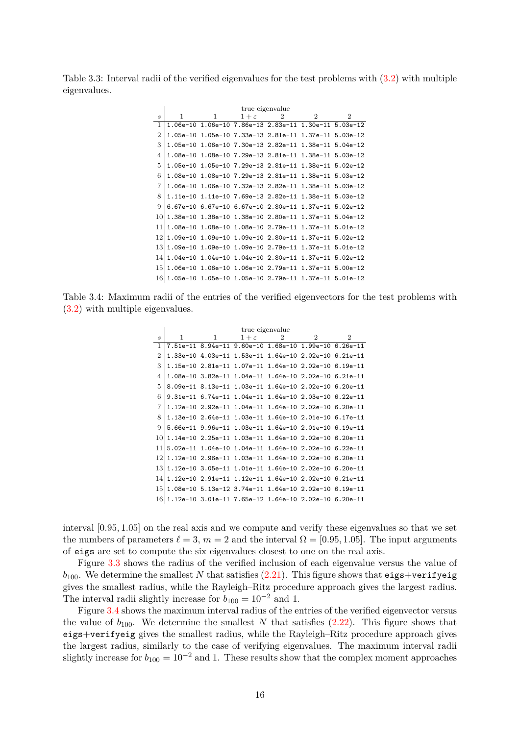Table 3.3: Interval radii of the verified eigenvalues for the test problems with (3.2) with multiple eigenvalues.

| | true eigenvalue | | | | | |
|---|---|---|---|---|---|---|
| $s$ | 1 | 1 | $1+\varepsilon$ | 2 | 2 | 2 |
| 1 | 1.06e-10 | 1.06e-10 | 7.86e-13 | 2.83e-11 | 1.30e-11 | 5.03e-12 |
| 2 | 1.05e-10 | 1.05e-10 | 7.33e-13 | 2.81e-11 | 1.37e-11 | 5.03e-12 |
| 3 | 1.05e-10 | 1.06e-10 | 7.30e-13 | 2.82e-11 | 1.38e-11 | 5.04e-12 |
| 4 | 1.08e-10 | 1.08e-10 | 7.29e-13 | 2.81e-11 | 1.38e-11 | 5.03e-12 |
| 5 | 1.05e-10 | 1.05e-10 | 7.29e-13 | 2.81e-11 | 1.38e-11 | 5.02e-12 |
| 6 | 1.08e-10 | 1.08e-10 | 7.29e-13 | 2.81e-11 | 1.38e-11 | 5.03e-12 |
| 7 | 1.06e-10 | 1.06e-10 | 7.32e-13 | 2.82e-11 | 1.38e-11 | 5.03e-12 |
| 8 | 1.11e-10 | 1.11e-10 | 7.69e-13 | 2.82e-11 | 1.38e-11 | 5.03e-12 |
| 9 | 6.67e-10 | 6.67e-10 | 6.67e-10 | 2.80e-11 | 1.37e-11 | 5.02e-12 |
| 10 | 1.38e-10 | 1.38e-10 | 1.38e-10 | 2.80e-11 | 1.37e-11 | 5.04e-12 |
| 11 | 1.08e-10 | 1.08e-10 | 1.08e-10 | 2.79e-11 | 1.37e-11 | 5.01e-12 |
| 12 | 1.09e-10 | 1.09e-10 | 1.09e-10 | 2.80e-11 | 1.37e-11 | 5.02e-12 |
| 13 | 1.09e-10 | 1.09e-10 | 1.09e-10 | 2.79e-11 | 1.37e-11 | 5.01e-12 |
| 14 | 1.04e-10 | 1.04e-10 | 1.04e-10 | 2.80e-11 | 1.37e-11 | 5.02e-12 |
| 15 | 1.06e-10 | 1.06e-10 | 1.06e-10 | 2.79e-11 | 1.37e-11 | 5.00e-12 |
| 16 | 1.05e-10 | 1.05e-10 | 1.05e-10 | 2.79e-11 | 1.37e-11 | 5.01e-12 |

Table 3.4: Maximum radii of the entries of the verified eigenvectors for the test problems with (3.2) with multiple eigenvalues.

| | true eigenvalue | | | | | |
|---|---|---|---|---|---|---|
| $s$ | 1 | 1 | $1+\varepsilon$ | 2 | 2 | 2 |
| 1 | 7.51e-11 | 8.94e-11 | 9.60e-10 | 1.68e-10 | 1.99e-10 | 6.26e-11 |
| 2 | 1.33e-10 | 4.03e-11 | 1.53e-11 | 1.64e-10 | 2.02e-10 | 6.21e-11 |
| 3 | 1.15e-10 | 2.81e-11 | 1.07e-11 | 1.64e-10 | 2.02e-10 | 6.19e-11 |
| 4 | 1.08e-10 | 3.82e-11 | 1.04e-11 | 1.64e-10 | 2.02e-10 | 6.21e-11 |
| 5 | 8.09e-11 | 8.13e-11 | 1.03e-11 | 1.64e-10 | 2.02e-10 | 6.20e-11 |
| 6 | 9.31e-11 | 6.74e-11 | 1.04e-11 | 1.64e-10 | 2.03e-10 | 6.22e-11 |
| 7 | 1.12e-10 | 2.92e-11 | 1.04e-11 | 1.64e-10 | 2.02e-10 | 6.20e-11 |
| 8 | 1.13e-10 | 2.64e-11 | 1.03e-11 | 1.64e-10 | 2.01e-10 | 6.17e-11 |
| 9 | 5.66e-11 | 9.96e-11 | 1.03e-11 | 1.64e-10 | 2.01e-10 | 6.19e-11 |
| 10 | 1.14e-10 | 2.25e-11 | 1.03e-11 | 1.64e-10 | 2.02e-10 | 6.20e-11 |
| 11 | 5.02e-11 | 1.04e-10 | 1.04e-11 | 1.64e-10 | 2.02e-10 | 6.22e-11 |
| 12 | 1.12e-10 | 2.96e-11 | 1.03e-11 | 1.64e-10 | 2.02e-10 | 6.20e-11 |
| 13 | 1.12e-10 | 3.05e-11 | 1.01e-11 | 1.64e-10 | 2.02e-10 | 6.20e-11 |
| 14 | 1.12e-10 | 2.91e-11 | 1.12e-11 | 1.64e-10 | 2.02e-10 | 6.21e-11 |
| 15 | 1.08e-10 | 5.13e-12 | 3.74e-11 | 1.64e-10 | 2.02e-10 | 6.19e-11 |
| 16 | 1.12e-10 | 3.01e-11 | 7.65e-12 | 1.64e-10 | 2.02e-10 | 6.20e-11 |

interval $[0.95, 1.05]$ on the real axis and we compute and verify these eigenvalues so that we set the numbers of parameters $\ell = 3$, $m = 2$ and the interval $\Omega = [0.95, 1.05]$. The input arguments of `eigs` are set to compute the six eigenvalues closest to one on the real axis.

Figure 3.3 shows the radius of the verified inclusion of each eigenvalue versus the value of $b_{100}$. We determine the smallest $N$ that satisfies (2.21). This figure shows that `eigs`+`verifyeig` gives the smallest radius, while the Rayleigh–Ritz procedure approach gives the largest radius. The interval radii slightly increase for $b_{100} = 10^{-2}$ and 1.

Figure 3.4 shows the maximum interval radius of the entries of the verified eigenvector versus the value of $b_{100}$. We determine the smallest $N$ that satisfies (2.22). This figure shows that `eigs`+`verifyeig` gives the smallest radius, while the Rayleigh–Ritz procedure approach gives the largest radius, similarly to the case of verifying eigenvalues. The maximum interval radii slightly increase for $b_{100} = 10^{-2}$ and 1. These results show that the complex moment approaches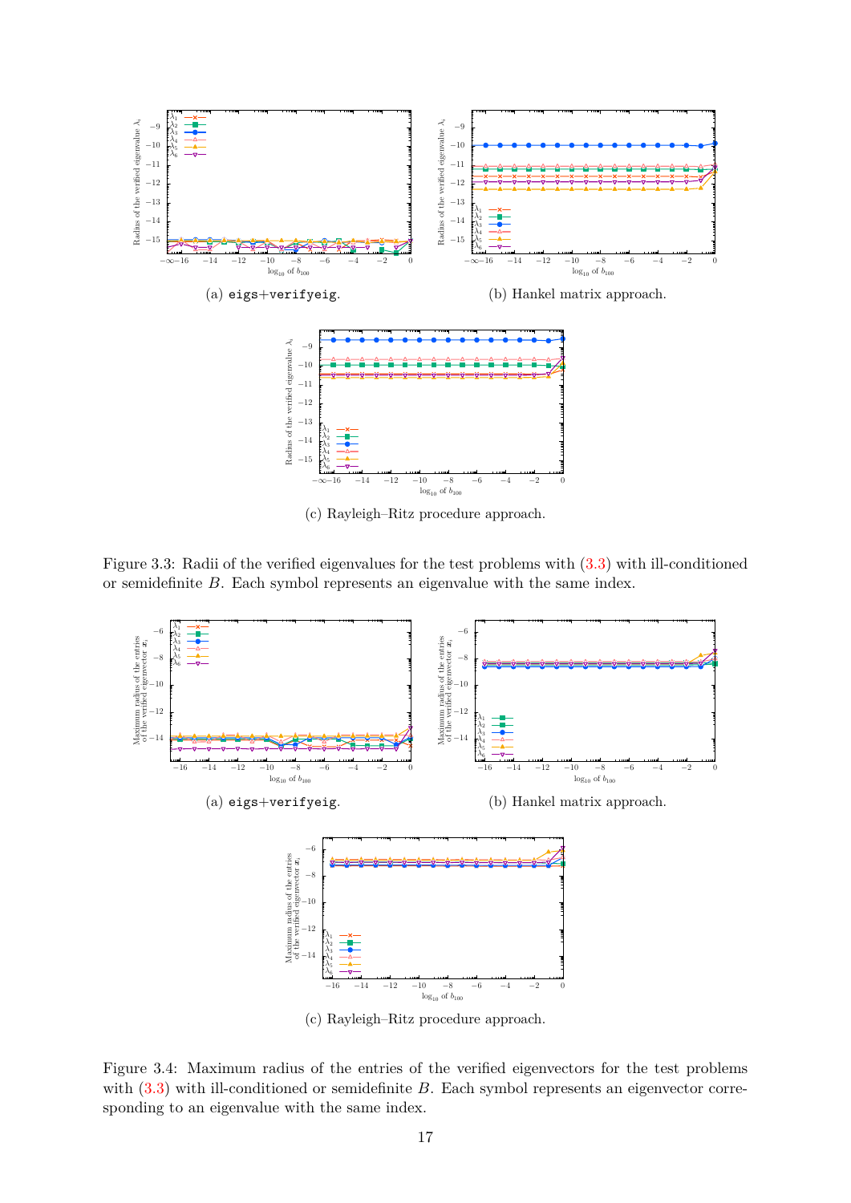(a) eigs+verifyeig.

(b) Hankel matrix approach.

(c) Rayleigh–Ritz procedure approach.

Figure 3.3: Radii of the verified eigenvalues for the test problems with (3.3) with ill-conditioned or semidefinite $B$. Each symbol represents an eigenvalue with the same index.

(a) eigs+verifyeig.

(b) Hankel matrix approach.

(c) Rayleigh–Ritz procedure approach.

Figure 3.4: Maximum radius of the entries of the verified eigenvectors for the test problems with (3.3) with ill-conditioned or semidefinite $B$. Each symbol represents an eigenvector corresponding to an eigenvalue with the same index.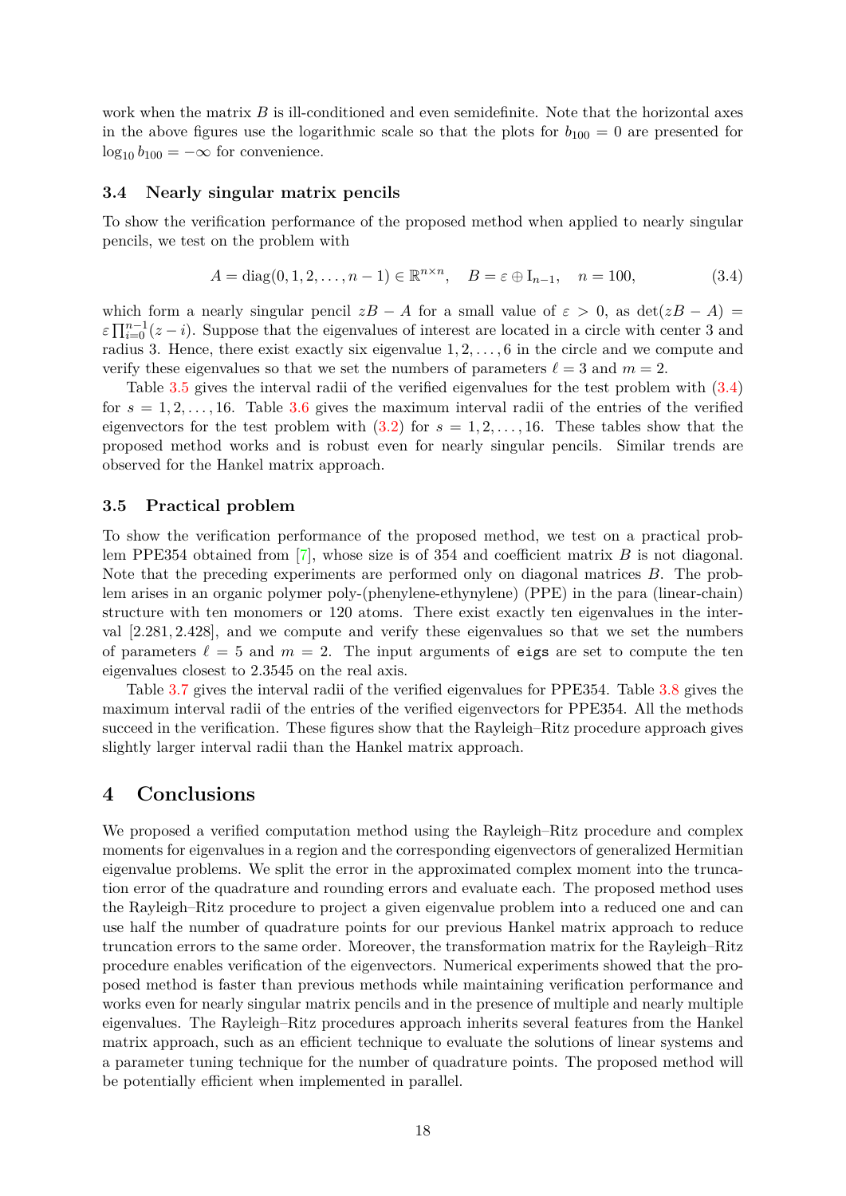work when the matrix $B$ is ill-conditioned and even semidefinite. Note that the horizontal axes in the above figures use the logarithmic scale so that the plots for $b_{100} = 0$ are presented for $\log_{10} b_{100} = -\infty$ for convenience.

### 3.4 Nearly singular matrix pencils

To show the verification performance of the proposed method when applied to nearly singular pencils, we test on the problem with

$$A = \operatorname{diag}(0, 1, 2, \ldots, n-1) \in \mathbb{R}^{n \times n}, \quad B = \varepsilon \oplus \mathrm{I}_{n-1}, \quad n = 100, \tag{3.4}$$

which form a nearly singular pencil $zB - A$ for a small value of $\varepsilon > 0$, as $\det(zB - A) = \varepsilon \prod_{i=0}^{n-1}(z - i)$. Suppose that the eigenvalues of interest are located in a circle with center 3 and radius 3. Hence, there exist exactly six eigenvalue $1, 2, \ldots, 6$ in the circle and we compute and verify these eigenvalues so that we set the numbers of parameters $\ell = 3$ and $m = 2$.

Table 3.5 gives the interval radii of the verified eigenvalues for the test problem with (3.4) for $s = 1, 2, \ldots, 16$. Table 3.6 gives the maximum interval radii of the entries of the verified eigenvectors for the test problem with (3.2) for $s = 1, 2, \ldots, 16$. These tables show that the proposed method works and is robust even for nearly singular pencils. Similar trends are observed for the Hankel matrix approach.

### 3.5 Practical problem

To show the verification performance of the proposed method, we test on a practical problem PPE354 obtained from [7], whose size is of 354 and coefficient matrix $B$ is not diagonal. Note that the preceding experiments are performed only on diagonal matrices $B$. The problem arises in an organic polymer poly-(phenylene-ethynylene) (PPE) in the para (linear-chain) structure with ten monomers or 120 atoms. There exist exactly ten eigenvalues in the interval $[2.281, 2.428]$, and we compute and verify these eigenvalues so that we set the numbers of parameters $\ell = 5$ and $m = 2$. The input arguments of `eigs` are set to compute the ten eigenvalues closest to 2.3545 on the real axis.

Table 3.7 gives the interval radii of the verified eigenvalues for PPE354. Table 3.8 gives the maximum interval radii of the entries of the verified eigenvectors for PPE354. All the methods succeed in the verification. These figures show that the Rayleigh–Ritz procedure approach gives slightly larger interval radii than the Hankel matrix approach.

## 4 Conclusions

We proposed a verified computation method using the Rayleigh–Ritz procedure and complex moments for eigenvalues in a region and the corresponding eigenvectors of generalized Hermitian eigenvalue problems. We split the error in the approximated complex moment into the truncation error of the quadrature and rounding errors and evaluate each. The proposed method uses the Rayleigh–Ritz procedure to project a given eigenvalue problem into a reduced one and can use half the number of quadrature points for our previous Hankel matrix approach to reduce truncation errors to the same order. Moreover, the transformation matrix for the Rayleigh–Ritz procedure enables verification of the eigenvectors. Numerical experiments showed that the proposed method is faster than previous methods while maintaining verification performance and works even for nearly singular matrix pencils and in the presence of multiple and nearly multiple eigenvalues. The Rayleigh–Ritz procedures approach inherits several features from the Hankel matrix approach, such as an efficient technique to evaluate the solutions of linear systems and a parameter tuning technique for the number of quadrature points. The proposed method will be potentially efficient when implemented in parallel.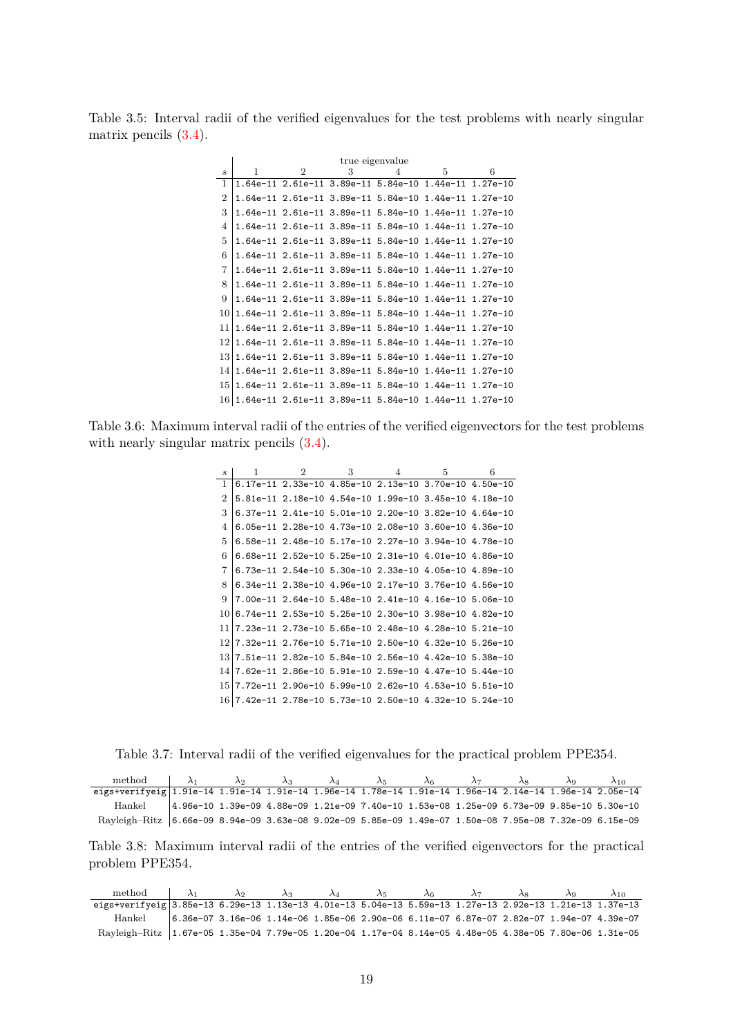Table 3.5: Interval radii of the verified eigenvalues for the test problems with nearly singular matrix pencils (3.4).

| | true eigenvalue | | | | | |
|---|---|---|---|---|---|---|
| $s$ | 1 | 2 | 3 | 4 | 5 | 6 |
| 1 | 1.64e-11 | 2.61e-11 | 3.89e-11 | 5.84e-10 | 1.44e-11 | 1.27e-10 |
| 2 | 1.64e-11 | 2.61e-11 | 3.89e-11 | 5.84e-10 | 1.44e-11 | 1.27e-10 |
| 3 | 1.64e-11 | 2.61e-11 | 3.89e-11 | 5.84e-10 | 1.44e-11 | 1.27e-10 |
| 4 | 1.64e-11 | 2.61e-11 | 3.89e-11 | 5.84e-10 | 1.44e-11 | 1.27e-10 |
| 5 | 1.64e-11 | 2.61e-11 | 3.89e-11 | 5.84e-10 | 1.44e-11 | 1.27e-10 |
| 6 | 1.64e-11 | 2.61e-11 | 3.89e-11 | 5.84e-10 | 1.44e-11 | 1.27e-10 |
| 7 | 1.64e-11 | 2.61e-11 | 3.89e-11 | 5.84e-10 | 1.44e-11 | 1.27e-10 |
| 8 | 1.64e-11 | 2.61e-11 | 3.89e-11 | 5.84e-10 | 1.44e-11 | 1.27e-10 |
| 9 | 1.64e-11 | 2.61e-11 | 3.89e-11 | 5.84e-10 | 1.44e-11 | 1.27e-10 |
| 10 | 1.64e-11 | 2.61e-11 | 3.89e-11 | 5.84e-10 | 1.44e-11 | 1.27e-10 |
| 11 | 1.64e-11 | 2.61e-11 | 3.89e-11 | 5.84e-10 | 1.44e-11 | 1.27e-10 |
| 12 | 1.64e-11 | 2.61e-11 | 3.89e-11 | 5.84e-10 | 1.44e-11 | 1.27e-10 |
| 13 | 1.64e-11 | 2.61e-11 | 3.89e-11 | 5.84e-10 | 1.44e-11 | 1.27e-10 |
| 14 | 1.64e-11 | 2.61e-11 | 3.89e-11 | 5.84e-10 | 1.44e-11 | 1.27e-10 |
| 15 | 1.64e-11 | 2.61e-11 | 3.89e-11 | 5.84e-10 | 1.44e-11 | 1.27e-10 |
| 16 | 1.64e-11 | 2.61e-11 | 3.89e-11 | 5.84e-10 | 1.44e-11 | 1.27e-10 |

Table 3.6: Maximum interval radii of the entries of the verified eigenvectors for the test problems with nearly singular matrix pencils (3.4).

| $s$ | 1 | 2 | 3 | 4 | 5 | 6 |
|---|---|---|---|---|---|---|
| 1 | 6.17e-11 | 2.33e-10 | 4.85e-10 | 2.13e-10 | 3.70e-10 | 4.50e-10 |
| 2 | 5.81e-11 | 2.18e-10 | 4.54e-10 | 1.99e-10 | 3.45e-10 | 4.18e-10 |
| 3 | 6.37e-11 | 2.41e-10 | 5.01e-10 | 2.20e-10 | 3.82e-10 | 4.64e-10 |
| 4 | 6.05e-11 | 2.28e-10 | 4.73e-10 | 2.08e-10 | 3.60e-10 | 4.36e-10 |
| 5 | 6.58e-11 | 2.48e-10 | 5.17e-10 | 2.27e-10 | 3.94e-10 | 4.78e-10 |
| 6 | 6.68e-11 | 2.52e-10 | 5.25e-10 | 2.31e-10 | 4.01e-10 | 4.86e-10 |
| 7 | 6.73e-11 | 2.54e-10 | 5.30e-10 | 2.33e-10 | 4.05e-10 | 4.89e-10 |
| 8 | 6.34e-11 | 2.38e-10 | 4.96e-10 | 2.17e-10 | 3.76e-10 | 4.56e-10 |
| 9 | 7.00e-11 | 2.64e-10 | 5.48e-10 | 2.41e-10 | 4.16e-10 | 5.06e-10 |
| 10 | 6.74e-11 | 2.53e-10 | 5.25e-10 | 2.30e-10 | 3.98e-10 | 4.82e-10 |
| 11 | 7.23e-11 | 2.73e-10 | 5.65e-10 | 2.48e-10 | 4.28e-10 | 5.21e-10 |
| 12 | 7.32e-11 | 2.76e-10 | 5.71e-10 | 2.50e-10 | 4.32e-10 | 5.26e-10 |
| 13 | 7.51e-11 | 2.82e-10 | 5.84e-10 | 2.56e-10 | 4.42e-10 | 5.38e-10 |
| 14 | 7.62e-11 | 2.86e-10 | 5.91e-10 | 2.59e-10 | 4.47e-10 | 5.44e-10 |
| 15 | 7.72e-11 | 2.90e-10 | 5.99e-10 | 2.62e-10 | 4.53e-10 | 5.51e-10 |
| 16 | 7.42e-11 | 2.78e-10 | 5.73e-10 | 2.50e-10 | 4.32e-10 | 5.24e-10 |

Table 3.7: Interval radii of the verified eigenvalues for the practical problem PPE354.

| method | $\lambda_1$ | $\lambda_2$ | $\lambda_3$ | $\lambda_4$ | $\lambda_5$ | $\lambda_6$ | $\lambda_7$ | $\lambda_8$ | $\lambda_9$ | $\lambda_{10}$ |
|---|---|---|---|---|---|---|---|---|---|---|
| eigs+verifyeig | 1.91e-14 | 1.91e-14 | 1.91e-14 | 1.96e-14 | 1.78e-14 | 1.91e-14 | 1.96e-14 | 2.14e-14 | 1.96e-14 | 2.05e-14 |
| Hankel | 4.96e-10 | 1.39e-09 | 4.88e-09 | 1.21e-09 | 7.40e-10 | 1.53e-08 | 1.25e-09 | 6.73e-09 | 9.85e-10 | 5.30e-10 |
| Rayleigh–Ritz | 6.66e-09 | 8.94e-09 | 3.63e-08 | 9.02e-09 | 5.85e-09 | 1.49e-07 | 1.50e-08 | 7.95e-08 | 7.32e-09 | 6.15e-09 |

Table 3.8: Maximum interval radii of the entries of the verified eigenvectors for the practical problem PPE354.

| method | $\lambda_1$ | $\lambda_2$ | $\lambda_3$ | $\lambda_4$ | $\lambda_5$ | $\lambda_6$ | $\lambda_7$ | $\lambda_8$ | $\lambda_9$ | $\lambda_{10}$ |
|---|---|---|---|---|---|---|---|---|---|---|
| eigs+verifyeig | 3.85e-13 | 6.29e-13 | 1.13e-13 | 4.01e-13 | 5.04e-13 | 5.59e-13 | 1.27e-13 | 2.92e-13 | 1.21e-13 | 1.37e-13 |
| Hankel | 6.36e-07 | 3.16e-06 | 1.14e-06 | 1.85e-06 | 2.90e-06 | 6.11e-07 | 6.87e-07 | 2.82e-07 | 1.94e-07 | 4.39e-07 |
| Rayleigh–Ritz | 1.67e-05 | 1.35e-04 | 7.79e-05 | 1.20e-04 | 1.17e-04 | 8.14e-05 | 4.48e-05 | 4.38e-05 | 7.80e-06 | 1.31e-05 |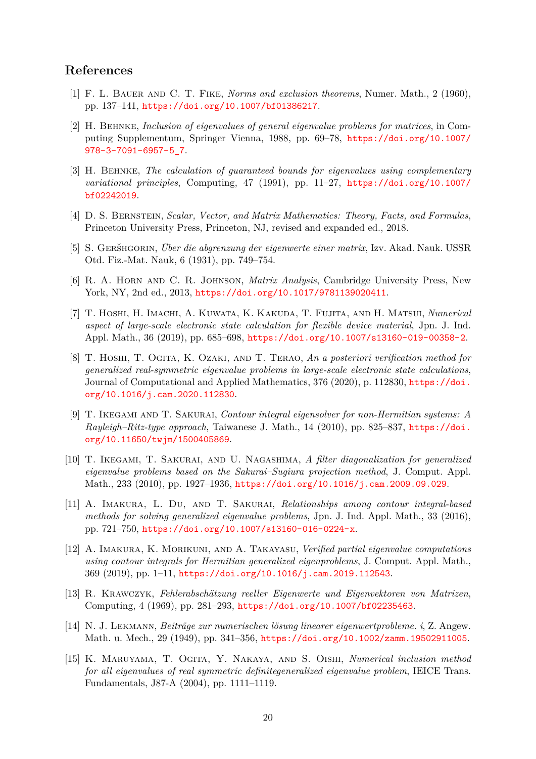## References

[1] F. L. Bauer and C. T. Fike, *Norms and exclusion theorems*, Numer. Math., 2 (1960), pp. 137–141, https://doi.org/10.1007/bf01386217.

[2] H. Behnke, *Inclusion of eigenvalues of general eigenvalue problems for matrices*, in Computing Supplementum, Springer Vienna, 1988, pp. 69–78, https://doi.org/10.1007/978-3-7091-6957-5_7.

[3] H. Behnke, *The calculation of guaranteed bounds for eigenvalues using complementary variational principles*, Computing, 47 (1991), pp. 11–27, https://doi.org/10.1007/bf02242019.

[4] D. S. Bernstein, *Scalar, Vector, and Matrix Mathematics: Theory, Facts, and Formulas*, Princeton University Press, Princeton, NJ, revised and expanded ed., 2018.

[5] S. Geršhgorin, *Über die abgrenzung der eigenwerte einer matrix*, Izv. Akad. Nauk. USSR Otd. Fiz.-Mat. Nauk, 6 (1931), pp. 749–754.

[6] R. A. Horn and C. R. Johnson, *Matrix Analysis*, Cambridge University Press, New York, NY, 2nd ed., 2013, https://doi.org/10.1017/9781139020411.

[7] T. Hoshi, H. Imachi, A. Kuwata, K. Kakuda, T. Fujita, and H. Matsui, *Numerical aspect of large-scale electronic state calculation for flexible device material*, Jpn. J. Ind. Appl. Math., 36 (2019), pp. 685–698, https://doi.org/10.1007/s13160-019-00358-2.

[8] T. Hoshi, T. Ogita, K. Ozaki, and T. Terao, *An a posteriori verification method for generalized real-symmetric eigenvalue problems in large-scale electronic state calculations*, Journal of Computational and Applied Mathematics, 376 (2020), p. 112830, https://doi.org/10.1016/j.cam.2020.112830.

[9] T. Ikegami and T. Sakurai, *Contour integral eigensolver for non-Hermitian systems: A Rayleigh–Ritz-type approach*, Taiwanese J. Math., 14 (2010), pp. 825–837, https://doi.org/10.11650/twjm/1500405869.

[10] T. Ikegami, T. Sakurai, and U. Nagashima, *A filter diagonalization for generalized eigenvalue problems based on the Sakurai–Sugiura projection method*, J. Comput. Appl. Math., 233 (2010), pp. 1927–1936, https://doi.org/10.1016/j.cam.2009.09.029.

[11] A. Imakura, L. Du, and T. Sakurai, *Relationships among contour integral-based methods for solving generalized eigenvalue problems*, Jpn. J. Ind. Appl. Math., 33 (2016), pp. 721–750, https://doi.org/10.1007/s13160-016-0224-x.

[12] A. Imakura, K. Morikuni, and A. Takayasu, *Verified partial eigenvalue computations using contour integrals for Hermitian generalized eigenproblems*, J. Comput. Appl. Math., 369 (2019), pp. 1–11, https://doi.org/10.1016/j.cam.2019.112543.

[13] R. Krawczyk, *Fehlerabschätzung reeller Eigenwerte und Eigenvektoren von Matrizen*, Computing, 4 (1969), pp. 281–293, https://doi.org/10.1007/bf02235463.

[14] N. J. Lekmann, *Beiträge zur numerischen lösung linearer eigenwertprobleme. i*, Z. Angew. Math. u. Mech., 29 (1949), pp. 341–356, https://doi.org/10.1002/zamm.19502911005.

[15] K. Maruyama, T. Ogita, Y. Nakaya, and S. Oishi, *Numerical inclusion method for all eigenvalues of real symmetric definitegeneralized eigenvalue problem*, IEICE Trans. Fundamentals, J87-A (2004), pp. 1111–1119.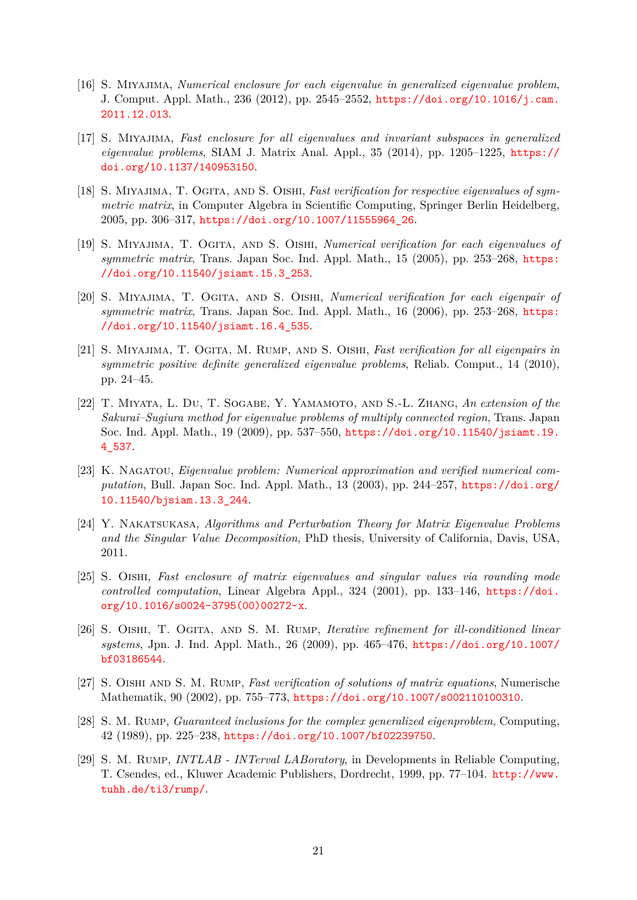[16] S. Miyajima, *Numerical enclosure for each eigenvalue in generalized eigenvalue problem*, J. Comput. Appl. Math., 236 (2012), pp. 2545–2552, https://doi.org/10.1016/j.cam.2011.12.013.

[17] S. Miyajima, *Fast enclosure for all eigenvalues and invariant subspaces in generalized eigenvalue problems*, SIAM J. Matrix Anal. Appl., 35 (2014), pp. 1205–1225, https://doi.org/10.1137/140953150.

[18] S. Miyajima, T. Ogita, and S. Oishi, *Fast verification for respective eigenvalues of symmetric matrix*, in Computer Algebra in Scientific Computing, Springer Berlin Heidelberg, 2005, pp. 306–317, https://doi.org/10.1007/11555964_26.

[19] S. Miyajima, T. Ogita, and S. Oishi, *Numerical verification for each eigenvalues of symmetric matrix*, Trans. Japan Soc. Ind. Appl. Math., 15 (2005), pp. 253–268, https://doi.org/10.11540/jsiamt.15.3_253.

[20] S. Miyajima, T. Ogita, and S. Oishi, *Numerical verification for each eigenpair of symmetric matrix*, Trans. Japan Soc. Ind. Appl. Math., 16 (2006), pp. 253–268, https://doi.org/10.11540/jsiamt.16.4_535.

[21] S. Miyajima, T. Ogita, M. Rump, and S. Oishi, *Fast verification for all eigenpairs in symmetric positive definite generalized eigenvalue problems*, Reliab. Comput., 14 (2010), pp. 24–45.

[22] T. Miyata, L. Du, T. Sogabe, Y. Yamamoto, and S.-L. Zhang, *An extension of the Sakurai–Sugiura method for eigenvalue problems of multiply connected region*, Trans. Japan Soc. Ind. Appl. Math., 19 (2009), pp. 537–550, https://doi.org/10.11540/jsiamt.19.4_537.

[23] K. Nagatou, *Eigenvalue problem: Numerical approximation and verified numerical computation*, Bull. Japan Soc. Ind. Appl. Math., 13 (2003), pp. 244–257, https://doi.org/10.11540/bjsiam.13.3_244.

[24] Y. Nakatsukasa, *Algorithms and Perturbation Theory for Matrix Eigenvalue Problems and the Singular Value Decomposition*, PhD thesis, University of California, Davis, USA, 2011.

[25] S. Oishi, *Fast enclosure of matrix eigenvalues and singular values via rounding mode controlled computation*, Linear Algebra Appl., 324 (2001), pp. 133–146, https://doi.org/10.1016/s0024-3795(00)00272-x.

[26] S. Oishi, T. Ogita, and S. M. Rump, *Iterative refinement for ill-conditioned linear systems*, Jpn. J. Ind. Appl. Math., 26 (2009), pp. 465–476, https://doi.org/10.1007/bf03186544.

[27] S. Oishi and S. M. Rump, *Fast verification of solutions of matrix equations*, Numerische Mathematik, 90 (2002), pp. 755–773, https://doi.org/10.1007/s002110100310.

[28] S. M. Rump, *Guaranteed inclusions for the complex generalized eigenproblem*, Computing, 42 (1989), pp. 225–238, https://doi.org/10.1007/bf02239750.

[29] S. M. Rump, *INTLAB - INTerval LABoratory*, in Developments in Reliable Computing, T. Csendes, ed., Kluwer Academic Publishers, Dordrecht, 1999, pp. 77–104. http://www.tuhh.de/ti3/rump/.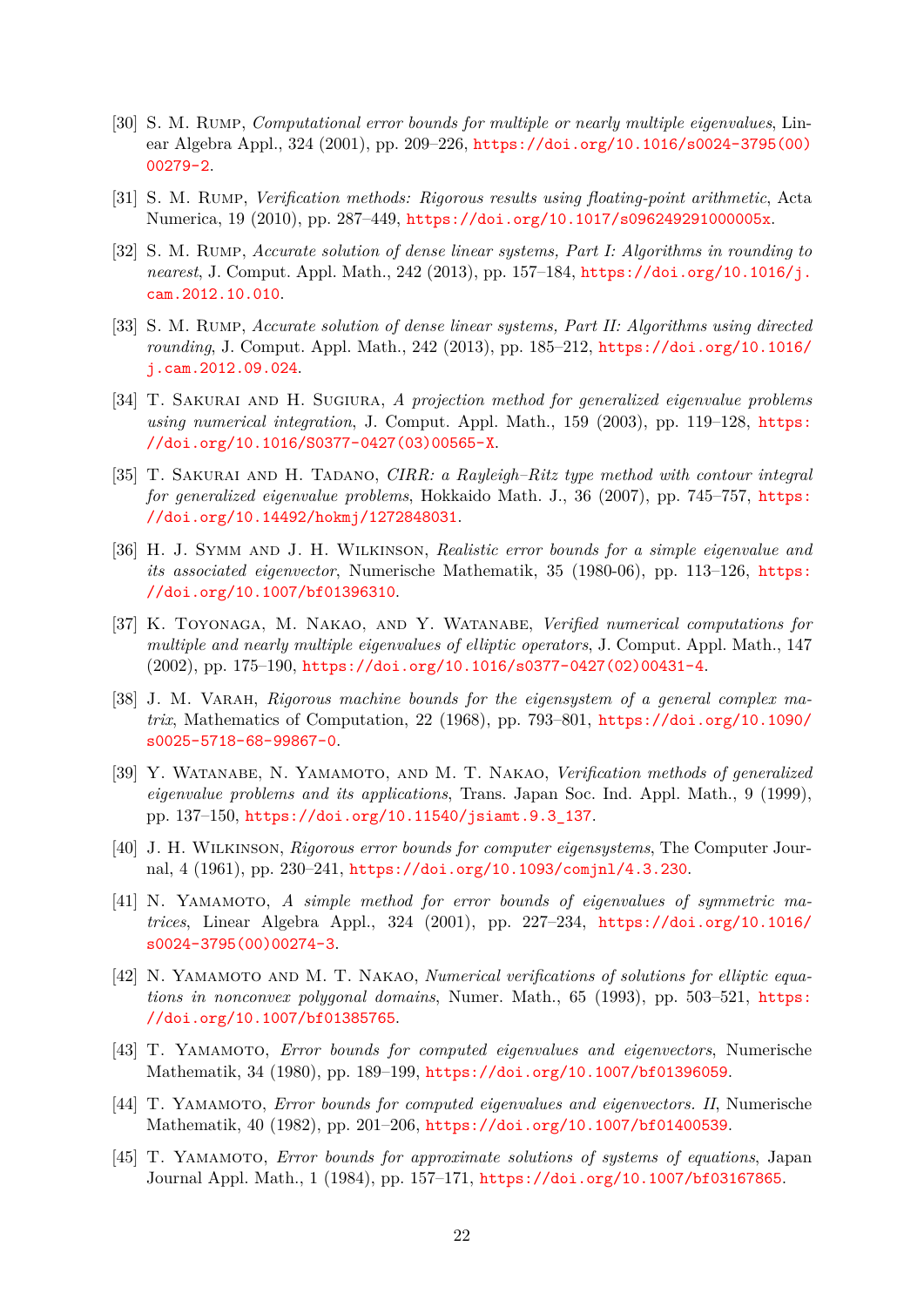[30] S. M. Rump, *Computational error bounds for multiple or nearly multiple eigenvalues*, Linear Algebra Appl., 324 (2001), pp. 209–226, https://doi.org/10.1016/s0024-3795(00)00279-2.

[31] S. M. Rump, *Verification methods: Rigorous results using floating-point arithmetic*, Acta Numerica, 19 (2010), pp. 287–449, https://doi.org/10.1017/s096249291000005x.

[32] S. M. Rump, *Accurate solution of dense linear systems, Part I: Algorithms in rounding to nearest*, J. Comput. Appl. Math., 242 (2013), pp. 157–184, https://doi.org/10.1016/j.cam.2012.10.010.

[33] S. M. Rump, *Accurate solution of dense linear systems, Part II: Algorithms using directed rounding*, J. Comput. Appl. Math., 242 (2013), pp. 185–212, https://doi.org/10.1016/j.cam.2012.09.024.

[34] T. Sakurai and H. Sugiura, *A projection method for generalized eigenvalue problems using numerical integration*, J. Comput. Appl. Math., 159 (2003), pp. 119–128, https://doi.org/10.1016/S0377-0427(03)00565-X.

[35] T. Sakurai and H. Tadano, *CIRR: a Rayleigh–Ritz type method with contour integral for generalized eigenvalue problems*, Hokkaido Math. J., 36 (2007), pp. 745–757, https://doi.org/10.14492/hokmj/1272848031.

[36] H. J. Symm and J. H. Wilkinson, *Realistic error bounds for a simple eigenvalue and its associated eigenvector*, Numerische Mathematik, 35 (1980-06), pp. 113–126, https://doi.org/10.1007/bf01396310.

[37] K. Toyonaga, M. Nakao, and Y. Watanabe, *Verified numerical computations for multiple and nearly multiple eigenvalues of elliptic operators*, J. Comput. Appl. Math., 147 (2002), pp. 175–190, https://doi.org/10.1016/s0377-0427(02)00431-4.

[38] J. M. Varah, *Rigorous machine bounds for the eigensystem of a general complex matrix*, Mathematics of Computation, 22 (1968), pp. 793–801, https://doi.org/10.1090/s0025-5718-68-99867-0.

[39] Y. Watanabe, N. Yamamoto, and M. T. Nakao, *Verification methods of generalized eigenvalue problems and its applications*, Trans. Japan Soc. Ind. Appl. Math., 9 (1999), pp. 137–150, https://doi.org/10.11540/jsiamt.9.3_137.

[40] J. H. Wilkinson, *Rigorous error bounds for computer eigensystems*, The Computer Journal, 4 (1961), pp. 230–241, https://doi.org/10.1093/comjnl/4.3.230.

[41] N. Yamamoto, *A simple method for error bounds of eigenvalues of symmetric matrices*, Linear Algebra Appl., 324 (2001), pp. 227–234, https://doi.org/10.1016/s0024-3795(00)00274-3.

[42] N. Yamamoto and M. T. Nakao, *Numerical verifications of solutions for elliptic equations in nonconvex polygonal domains*, Numer. Math., 65 (1993), pp. 503–521, https://doi.org/10.1007/bf01385765.

[43] T. Yamamoto, *Error bounds for computed eigenvalues and eigenvectors*, Numerische Mathematik, 34 (1980), pp. 189–199, https://doi.org/10.1007/bf01396059.

[44] T. Yamamoto, *Error bounds for computed eigenvalues and eigenvectors. II*, Numerische Mathematik, 40 (1982), pp. 201–206, https://doi.org/10.1007/bf01400539.

[45] T. Yamamoto, *Error bounds for approximate solutions of systems of equations*, Japan Journal Appl. Math., 1 (1984), pp. 157–171, https://doi.org/10.1007/bf03167865.